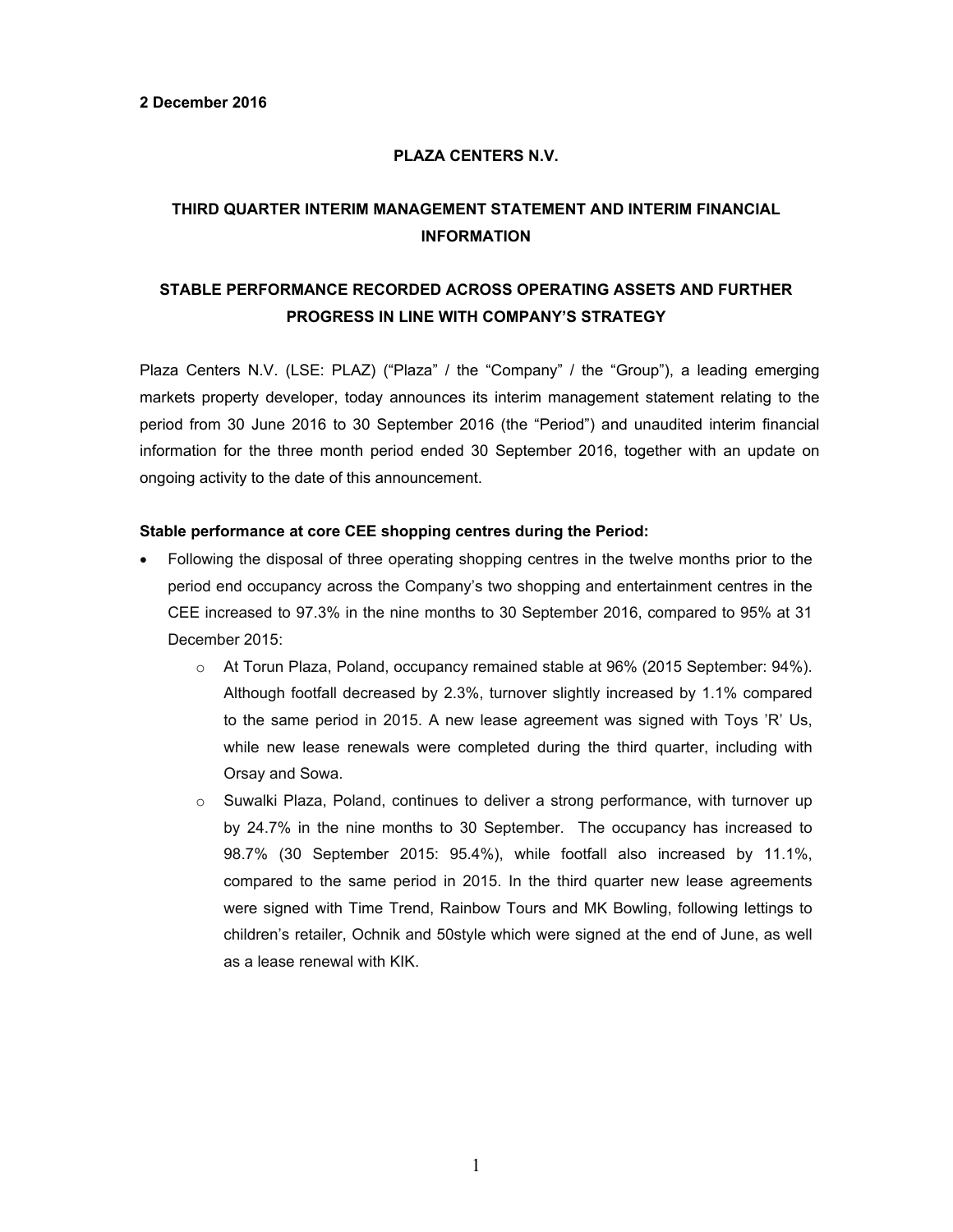**2 December 2016**

**PLAZA CENTERS N.V.**

# THIRD QUARTER INTERIM MANAGEMENT STATEMENT AND INTERIM FINANCIAL INFORMATION

## STABLE PERFORMANCE RECORDED ACROSS OPERATING ASSETS AND FURTHER PROGRESS IN LINE WITH COMPANY'S STRATEGY

Plaza Centers N.V. (LSE: PLAZ) ("Plaza" / the "Company" / the "Group"), a leading emerging markets property developer, today announces its interim management statement relating to the period from 30 June 2016 to 30 September 2016 (the "Period") and unaudited interim financial information for the three month period ended 30 September 2016, together with an update on ongoing activity to the date of this announcement.

**Stable performance at core CEE shopping centres during the Period:**

- Following the disposal of three operating shopping centres in the twelve months prior to the period end occupancy across the Company's two shopping and entertainment centres in the CEE increased to 97.3% in the nine months to 30 September 2016, compared to 95% at 31 December 2015:
    - At Torun Plaza, Poland, occupancy remained stable at 96% (2015 September: 94%). Although footfall decreased by 2.3%, turnover slightly increased by 1.1% compared to the same period in 2015. A new lease agreement was signed with Toys 'R' Us, while new lease renewals were completed during the third quarter, including with Orsay and Sowa.
    - Suwalki Plaza, Poland, continues to deliver a strong performance, with turnover up by 24.7% in the nine months to 30 September. The occupancy has increased to 98.7% (30 September 2015: 95.4%), while footfall also increased by 11.1%, compared to the same period in 2015. In the third quarter new lease agreements were signed with Time Trend, Rainbow Tours and MK Bowling, following lettings to children's retailer, Ochnik and 50style which were signed at the end of June, as well as a lease renewal with KIK.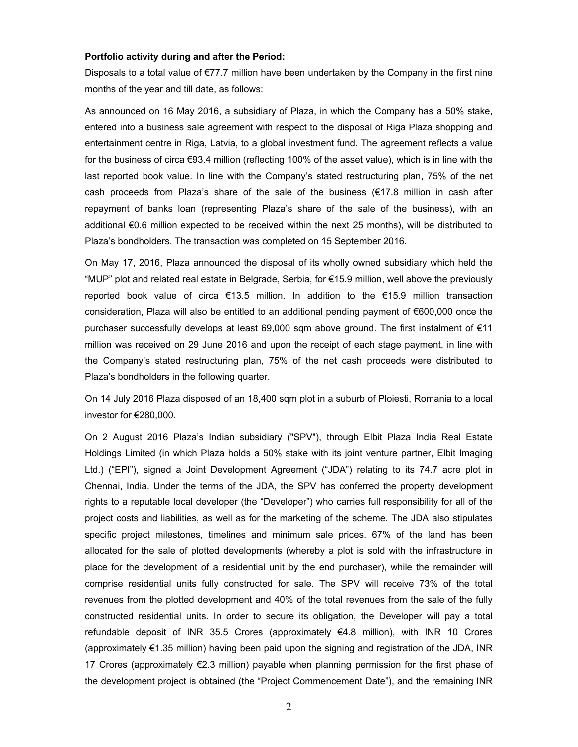**Portfolio activity during and after the Period:**

Disposals to a total value of €77.7 million have been undertaken by the Company in the first nine months of the year and till date, as follows:

As announced on 16 May 2016, a subsidiary of Plaza, in which the Company has a 50% stake, entered into a business sale agreement with respect to the disposal of Riga Plaza shopping and entertainment centre in Riga, Latvia, to a global investment fund. The agreement reflects a value for the business of circa €93.4 million (reflecting 100% of the asset value), which is in line with the last reported book value. In line with the Company's stated restructuring plan, 75% of the net cash proceeds from Plaza's share of the sale of the business (€17.8 million in cash after repayment of banks loan (representing Plaza's share of the sale of the business), with an additional €0.6 million expected to be received within the next 25 months), will be distributed to Plaza's bondholders. The transaction was completed on 15 September 2016.

On May 17, 2016, Plaza announced the disposal of its wholly owned subsidiary which held the "MUP" plot and related real estate in Belgrade, Serbia, for €15.9 million, well above the previously reported book value of circa €13.5 million. In addition to the €15.9 million transaction consideration, Plaza will also be entitled to an additional pending payment of €600,000 once the purchaser successfully develops at least 69,000 sqm above ground. The first instalment of €11 million was received on 29 June 2016 and upon the receipt of each stage payment, in line with the Company's stated restructuring plan, 75% of the net cash proceeds were distributed to Plaza's bondholders in the following quarter.

On 14 July 2016 Plaza disposed of an 18,400 sqm plot in a suburb of Ploiesti, Romania to a local investor for €280,000.

On 2 August 2016 Plaza's Indian subsidiary ("SPV"), through Elbit Plaza India Real Estate Holdings Limited (in which Plaza holds a 50% stake with its joint venture partner, Elbit Imaging Ltd.) ("EPI"), signed a Joint Development Agreement ("JDA") relating to its 74.7 acre plot in Chennai, India. Under the terms of the JDA, the SPV has conferred the property development rights to a reputable local developer (the "Developer") who carries full responsibility for all of the project costs and liabilities, as well as for the marketing of the scheme. The JDA also stipulates specific project milestones, timelines and minimum sale prices. 67% of the land has been allocated for the sale of plotted developments (whereby a plot is sold with the infrastructure in place for the development of a residential unit by the end purchaser), while the remainder will comprise residential units fully constructed for sale. The SPV will receive 73% of the total revenues from the plotted development and 40% of the total revenues from the sale of the fully constructed residential units. In order to secure its obligation, the Developer will pay a total refundable deposit of INR 35.5 Crores (approximately €4.8 million), with INR 10 Crores (approximately €1.35 million) having been paid upon the signing and registration of the JDA, INR 17 Crores (approximately €2.3 million) payable when planning permission for the first phase of the development project is obtained (the "Project Commencement Date"), and the remaining INR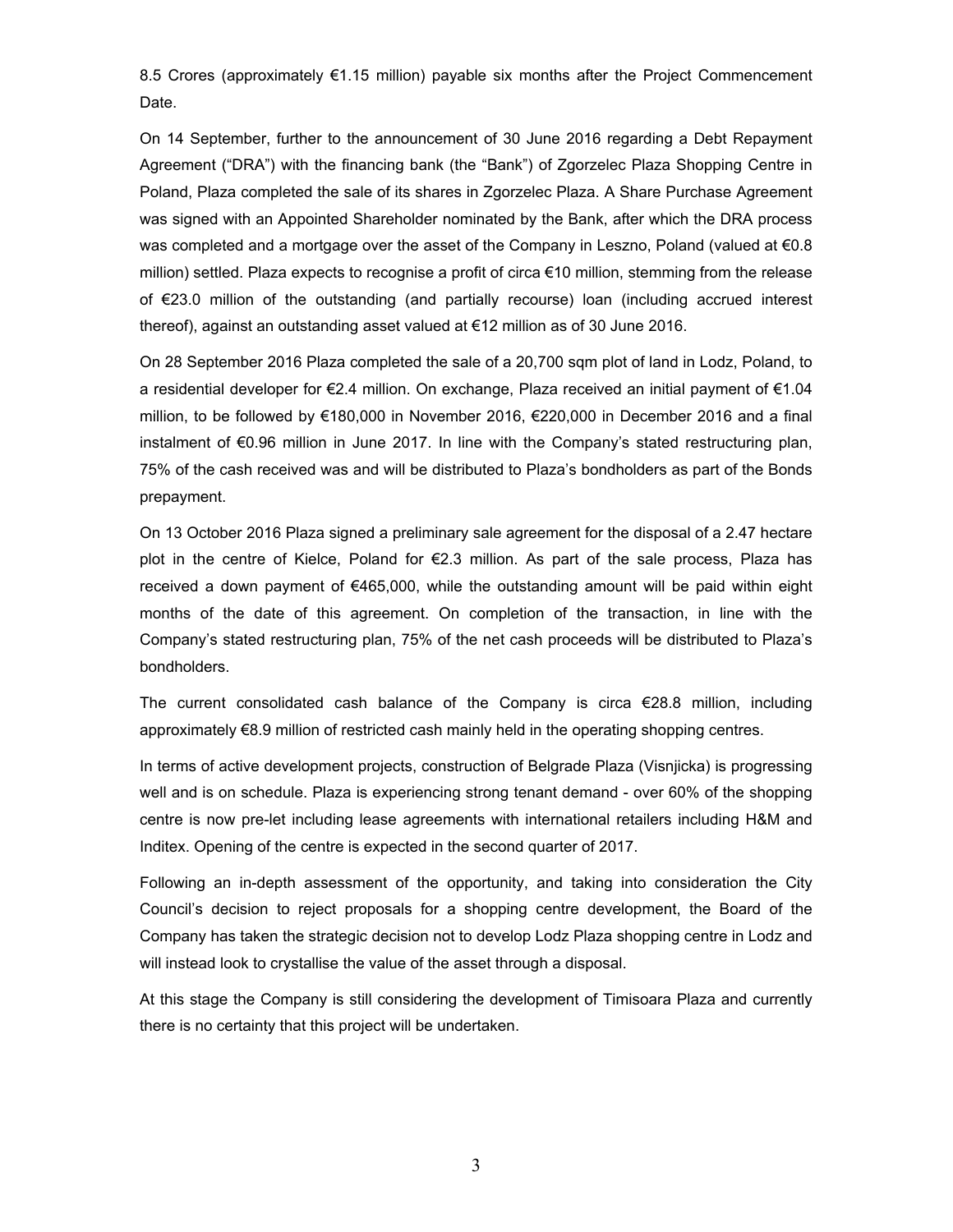8.5 Crores (approximately €1.15 million) payable six months after the Project Commencement Date.

On 14 September, further to the announcement of 30 June 2016 regarding a Debt Repayment Agreement ("DRA") with the financing bank (the "Bank") of Zgorzelec Plaza Shopping Centre in Poland, Plaza completed the sale of its shares in Zgorzelec Plaza. A Share Purchase Agreement was signed with an Appointed Shareholder nominated by the Bank, after which the DRA process was completed and a mortgage over the asset of the Company in Leszno, Poland (valued at €0.8 million) settled. Plaza expects to recognise a profit of circa €10 million, stemming from the release of €23.0 million of the outstanding (and partially recourse) loan (including accrued interest thereof), against an outstanding asset valued at €12 million as of 30 June 2016.

On 28 September 2016 Plaza completed the sale of a 20,700 sqm plot of land in Lodz, Poland, to a residential developer for €2.4 million. On exchange, Plaza received an initial payment of €1.04 million, to be followed by €180,000 in November 2016, €220,000 in December 2016 and a final instalment of €0.96 million in June 2017. In line with the Company's stated restructuring plan, 75% of the cash received was and will be distributed to Plaza's bondholders as part of the Bonds prepayment.

On 13 October 2016 Plaza signed a preliminary sale agreement for the disposal of a 2.47 hectare plot in the centre of Kielce, Poland for €2.3 million. As part of the sale process, Plaza has received a down payment of €465,000, while the outstanding amount will be paid within eight months of the date of this agreement. On completion of the transaction, in line with the Company's stated restructuring plan, 75% of the net cash proceeds will be distributed to Plaza's bondholders.

The current consolidated cash balance of the Company is circa €28.8 million, including approximately €8.9 million of restricted cash mainly held in the operating shopping centres.

In terms of active development projects, construction of Belgrade Plaza (Visnjicka) is progressing well and is on schedule. Plaza is experiencing strong tenant demand - over 60% of the shopping centre is now pre-let including lease agreements with international retailers including H&M and Inditex. Opening of the centre is expected in the second quarter of 2017.

Following an in-depth assessment of the opportunity, and taking into consideration the City Council's decision to reject proposals for a shopping centre development, the Board of the Company has taken the strategic decision not to develop Lodz Plaza shopping centre in Lodz and will instead look to crystallise the value of the asset through a disposal.

At this stage the Company is still considering the development of Timisoara Plaza and currently there is no certainty that this project will be undertaken.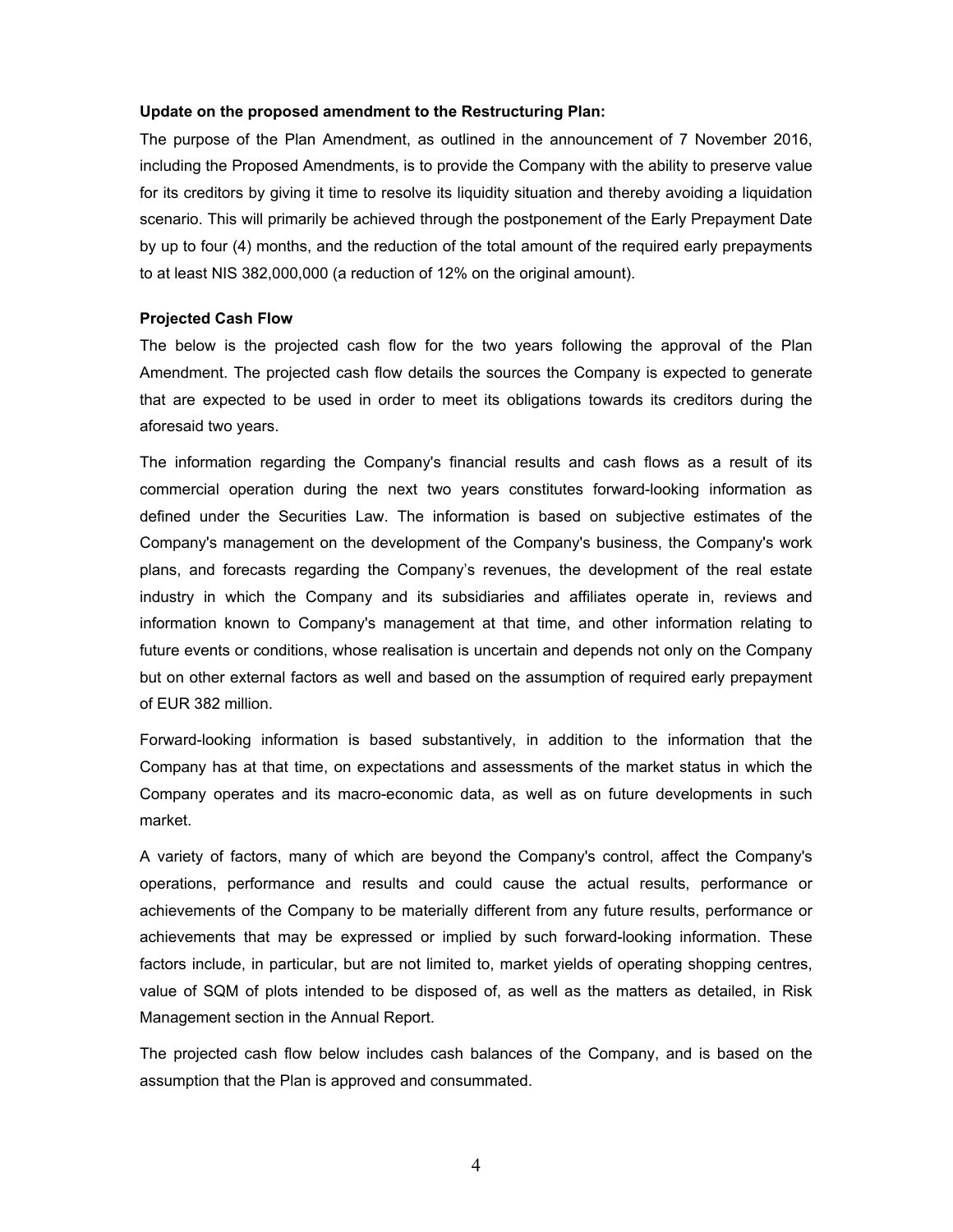**Update on the proposed amendment to the Restructuring Plan:**

The purpose of the Plan Amendment, as outlined in the announcement of 7 November 2016, including the Proposed Amendments, is to provide the Company with the ability to preserve value for its creditors by giving it time to resolve its liquidity situation and thereby avoiding a liquidation scenario. This will primarily be achieved through the postponement of the Early Prepayment Date by up to four (4) months, and the reduction of the total amount of the required early prepayments to at least NIS 382,000,000 (a reduction of 12% on the original amount).

**Projected Cash Flow**

The below is the projected cash flow for the two years following the approval of the Plan Amendment. The projected cash flow details the sources the Company is expected to generate that are expected to be used in order to meet its obligations towards its creditors during the aforesaid two years.

The information regarding the Company's financial results and cash flows as a result of its commercial operation during the next two years constitutes forward-looking information as defined under the Securities Law. The information is based on subjective estimates of the Company's management on the development of the Company's business, the Company's work plans, and forecasts regarding the Company's revenues, the development of the real estate industry in which the Company and its subsidiaries and affiliates operate in, reviews and information known to Company's management at that time, and other information relating to future events or conditions, whose realisation is uncertain and depends not only on the Company but on other external factors as well and based on the assumption of required early prepayment of EUR 382 million.

Forward-looking information is based substantively, in addition to the information that the Company has at that time, on expectations and assessments of the market status in which the Company operates and its macro-economic data, as well as on future developments in such market.

A variety of factors, many of which are beyond the Company's control, affect the Company's operations, performance and results and could cause the actual results, performance or achievements of the Company to be materially different from any future results, performance or achievements that may be expressed or implied by such forward-looking information. These factors include, in particular, but are not limited to, market yields of operating shopping centres, value of SQM of plots intended to be disposed of, as well as the matters as detailed, in Risk Management section in the Annual Report.

The projected cash flow below includes cash balances of the Company, and is based on the assumption that the Plan is approved and consummated.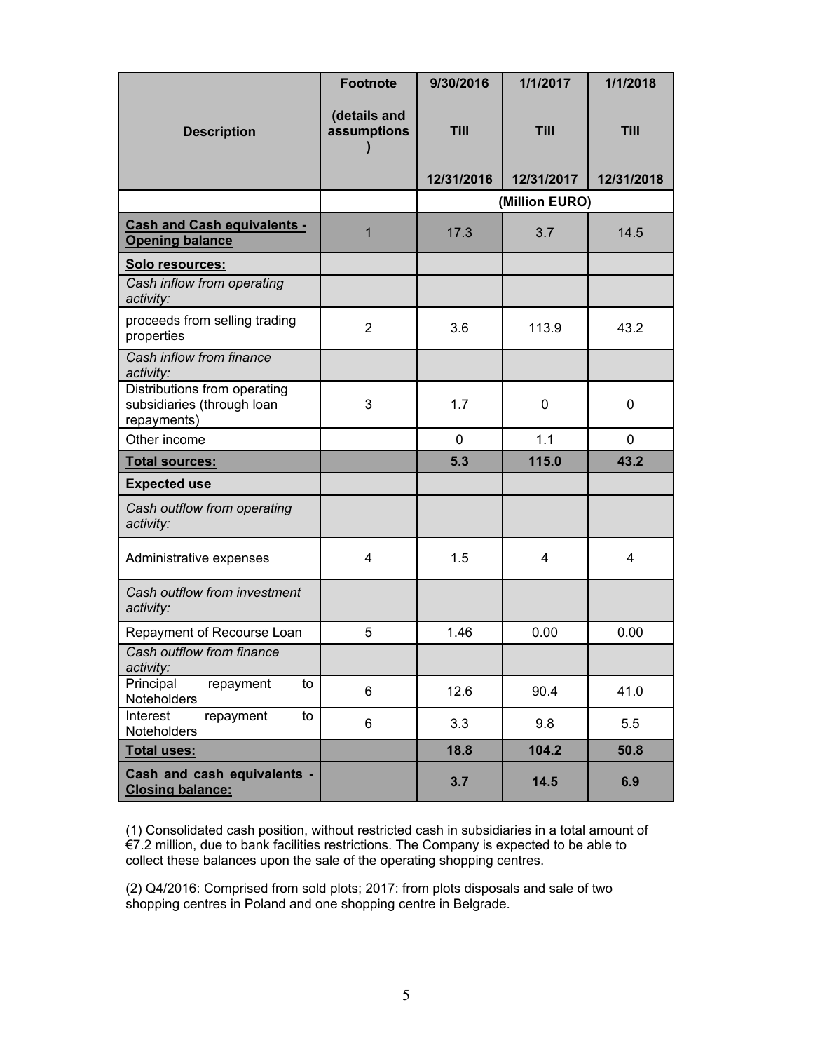| Description | Footnote (details and assumptions) | 9/30/2016 Till 12/31/2016 | 1/1/2017 Till 12/31/2017 | 1/1/2018 Till 12/31/2018 |
|---|---|---|---|---|
| | | (Million EURO) | | |
| **Cash and Cash equivalents - Opening balance** | 1 | 17.3 | 3.7 | 14.5 |
| **Solo resources:** | | | | |
| *Cash inflow from operating activity:* | | | | |
| proceeds from selling trading properties | 2 | 3.6 | 113.9 | 43.2 |
| *Cash inflow from finance activity:* | | | | |
| Distributions from operating subsidiaries (through loan repayments) | 3 | 1.7 | 0 | 0 |
| Other income | | 0 | 1.1 | 0 |
| **Total sources:** | | **5.3** | **115.0** | **43.2** |
| **Expected use** | | | | |
| *Cash outflow from operating activity:* | | | | |
| Administrative expenses | 4 | 1.5 | 4 | 4 |
| *Cash outflow from investment activity:* | | | | |
| Repayment of Recourse Loan | 5 | 1.46 | 0.00 | 0.00 |
| *Cash outflow from finance activity:* | | | | |
| Principal repayment to Noteholders | 6 | 12.6 | 90.4 | 41.0 |
| Interest repayment to Noteholders | 6 | 3.3 | 9.8 | 5.5 |
| **Total uses:** | | **18.8** | **104.2** | **50.8** |
| **Cash and cash equivalents - Closing balance:** | | **3.7** | **14.5** | **6.9** |

(1) Consolidated cash position, without restricted cash in subsidiaries in a total amount of €7.2 million, due to bank facilities restrictions. The Company is expected to be able to collect these balances upon the sale of the operating shopping centres.

(2) Q4/2016: Comprised from sold plots; 2017: from plots disposals and sale of two shopping centres in Poland and one shopping centre in Belgrade.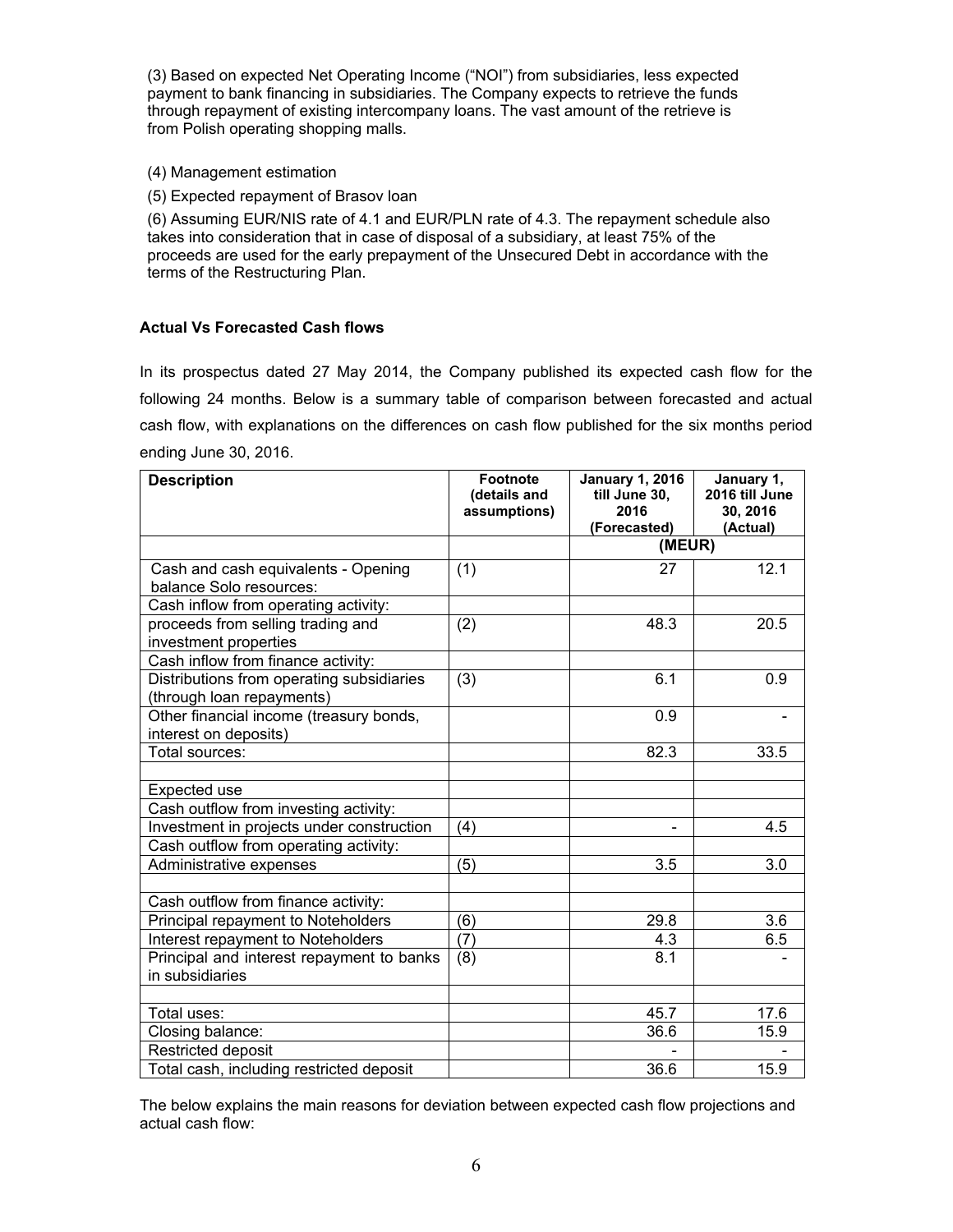(3) Based on expected Net Operating Income ("NOI") from subsidiaries, less expected payment to bank financing in subsidiaries. The Company expects to retrieve the funds through repayment of existing intercompany loans. The vast amount of the retrieve is from Polish operating shopping malls.

(4) Management estimation

(5) Expected repayment of Brasov loan

(6) Assuming EUR/NIS rate of 4.1 and EUR/PLN rate of 4.3. The repayment schedule also takes into consideration that in case of disposal of a subsidiary, at least 75% of the proceeds are used for the early prepayment of the Unsecured Debt in accordance with the terms of the Restructuring Plan.

### Actual Vs Forecasted Cash flows

In its prospectus dated 27 May 2014, the Company published its expected cash flow for the following 24 months. Below is a summary table of comparison between forecasted and actual cash flow, with explanations on the differences on cash flow published for the six months period ending June 30, 2016.

| Description | Footnote (details and assumptions) | January 1, 2016 till June 30, 2016 (Forecasted) | January 1, 2016 till June 30, 2016 (Actual) |
|---|---|---|---|
| | | (MEUR) | |
| Cash and cash equivalents - Opening balance Solo resources: | (1) | 27 | 12.1 |
| Cash inflow from operating activity: | | | |
| proceeds from selling trading and investment properties | (2) | 48.3 | 20.5 |
| Cash inflow from finance activity: | | | |
| Distributions from operating subsidiaries (through loan repayments) | (3) | 6.1 | 0.9 |
| Other financial income (treasury bonds, interest on deposits) | | 0.9 | - |
| Total sources: | | 82.3 | 33.5 |
| | | | |
| Expected use | | | |
| Cash outflow from investing activity: | | | |
| Investment in projects under construction | (4) | - | 4.5 |
| Cash outflow from operating activity: | | | |
| Administrative expenses | (5) | 3.5 | 3.0 |
| | | | |
| Cash outflow from finance activity: | | | |
| Principal repayment to Noteholders | (6) | 29.8 | 3.6 |
| Interest repayment to Noteholders | (7) | 4.3 | 6.5 |
| Principal and interest repayment to banks in subsidiaries | (8) | 8.1 | - |
| | | | |
| Total uses: | | 45.7 | 17.6 |
| Closing balance: | | 36.6 | 15.9 |
| Restricted deposit | | - | - |
| Total cash, including restricted deposit | | 36.6 | 15.9 |

The below explains the main reasons for deviation between expected cash flow projections and actual cash flow: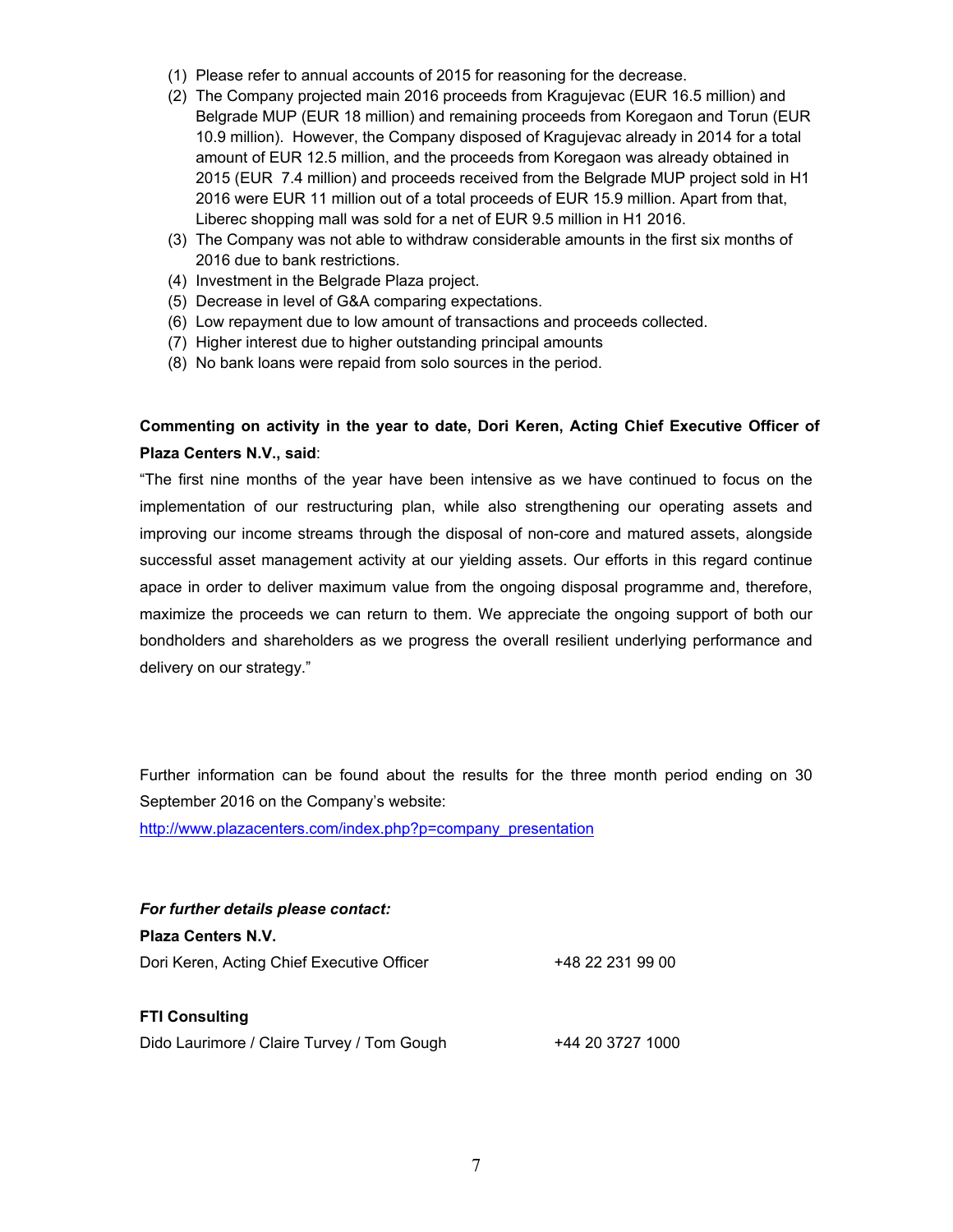(1) Please refer to annual accounts of 2015 for reasoning for the decrease.
(2) The Company projected main 2016 proceeds from Kragujevac (EUR 16.5 million) and Belgrade MUP (EUR 18 million) and remaining proceeds from Koregaon and Torun (EUR 10.9 million). However, the Company disposed of Kragujevac already in 2014 for a total amount of EUR 12.5 million, and the proceeds from Koregaon was already obtained in 2015 (EUR 7.4 million) and proceeds received from the Belgrade MUP project sold in H1 2016 were EUR 11 million out of a total proceeds of EUR 15.9 million. Apart from that, Liberec shopping mall was sold for a net of EUR 9.5 million in H1 2016.
(3) The Company was not able to withdraw considerable amounts in the first six months of 2016 due to bank restrictions.
(4) Investment in the Belgrade Plaza project.
(5) Decrease in level of G&A comparing expectations.
(6) Low repayment due to low amount of transactions and proceeds collected.
(7) Higher interest due to higher outstanding principal amounts
(8) No bank loans were repaid from solo sources in the period.

**Commenting on activity in the year to date, Dori Keren, Acting Chief Executive Officer of Plaza Centers N.V., said**:

"The first nine months of the year have been intensive as we have continued to focus on the implementation of our restructuring plan, while also strengthening our operating assets and improving our income streams through the disposal of non-core and matured assets, alongside successful asset management activity at our yielding assets. Our efforts in this regard continue apace in order to deliver maximum value from the ongoing disposal programme and, therefore, maximize the proceeds we can return to them. We appreciate the ongoing support of both our bondholders and shareholders as we progress the overall resilient underlying performance and delivery on our strategy."

Further information can be found about the results for the three month period ending on 30 September 2016 on the Company's website:
http://www.plazacenters.com/index.php?p=company_presentation

***For further details please contact:***

**Plaza Centers N.V.**

Dori Keren, Acting Chief Executive Officer +48 22 231 99 00

**FTI Consulting**

Dido Laurimore / Claire Turvey / Tom Gough +44 20 3727 1000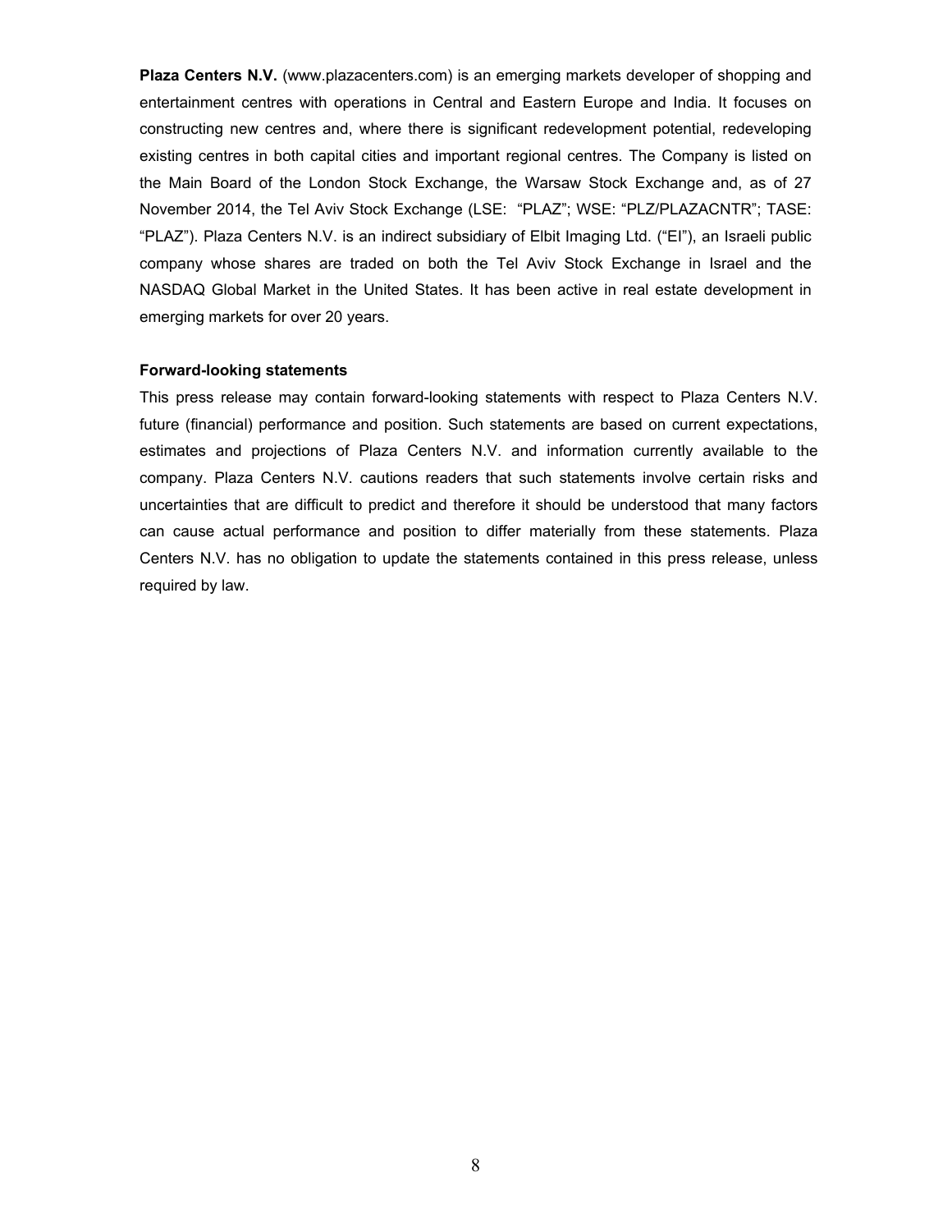**Plaza Centers N.V.** (www.plazacenters.com) is an emerging markets developer of shopping and entertainment centres with operations in Central and Eastern Europe and India. It focuses on constructing new centres and, where there is significant redevelopment potential, redeveloping existing centres in both capital cities and important regional centres. The Company is listed on the Main Board of the London Stock Exchange, the Warsaw Stock Exchange and, as of 27 November 2014, the Tel Aviv Stock Exchange (LSE: "PLAZ"; WSE: "PLZ/PLAZACNTR"; TASE: "PLAZ"). Plaza Centers N.V. is an indirect subsidiary of Elbit Imaging Ltd. ("EI"), an Israeli public company whose shares are traded on both the Tel Aviv Stock Exchange in Israel and the NASDAQ Global Market in the United States. It has been active in real estate development in emerging markets for over 20 years.

**Forward-looking statements**

This press release may contain forward-looking statements with respect to Plaza Centers N.V. future (financial) performance and position. Such statements are based on current expectations, estimates and projections of Plaza Centers N.V. and information currently available to the company. Plaza Centers N.V. cautions readers that such statements involve certain risks and uncertainties that are difficult to predict and therefore it should be understood that many factors can cause actual performance and position to differ materially from these statements. Plaza Centers N.V. has no obligation to update the statements contained in this press release, unless required by law.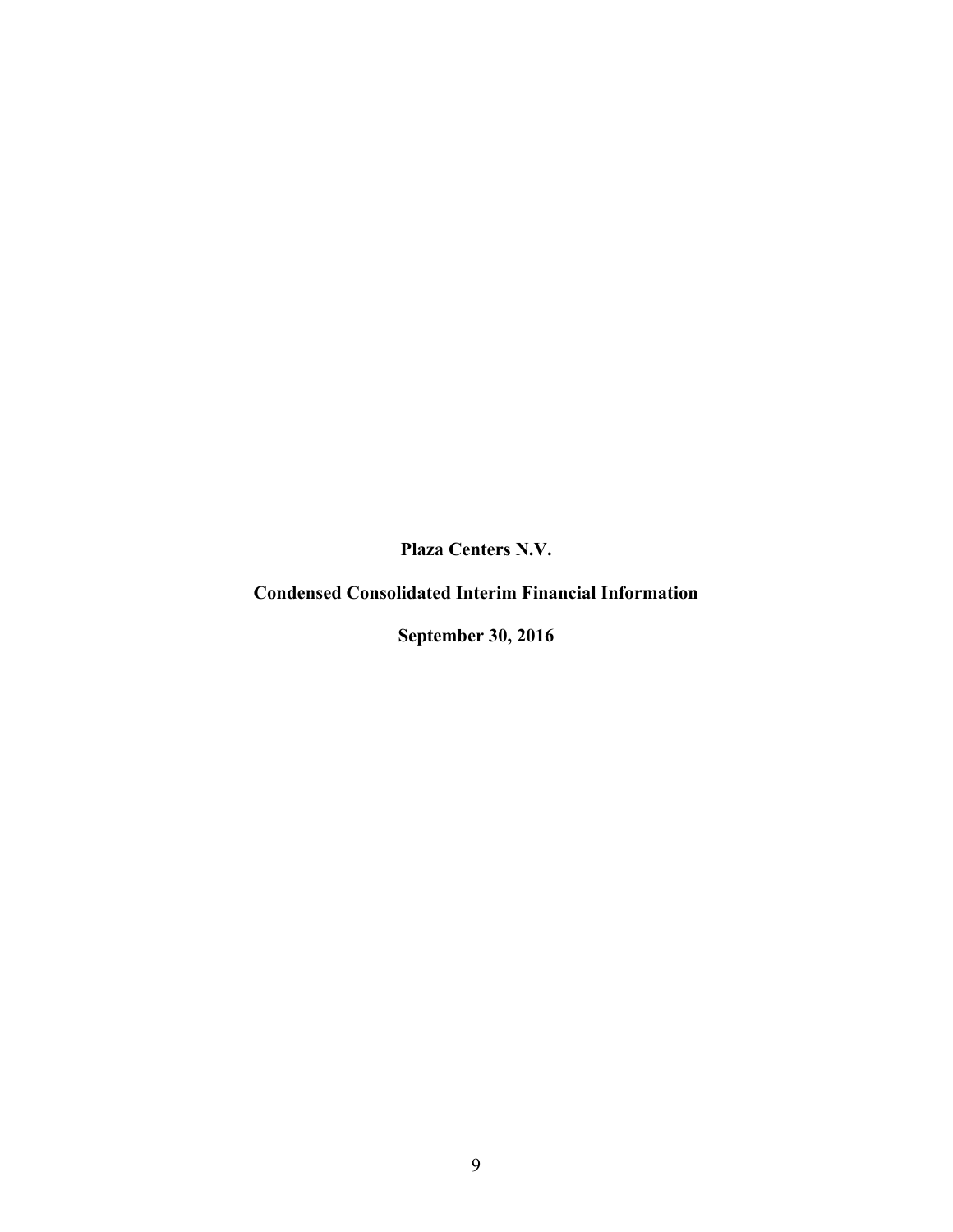**Plaza Centers N.V.**

**Condensed Consolidated Interim Financial Information**

**September 30, 2016**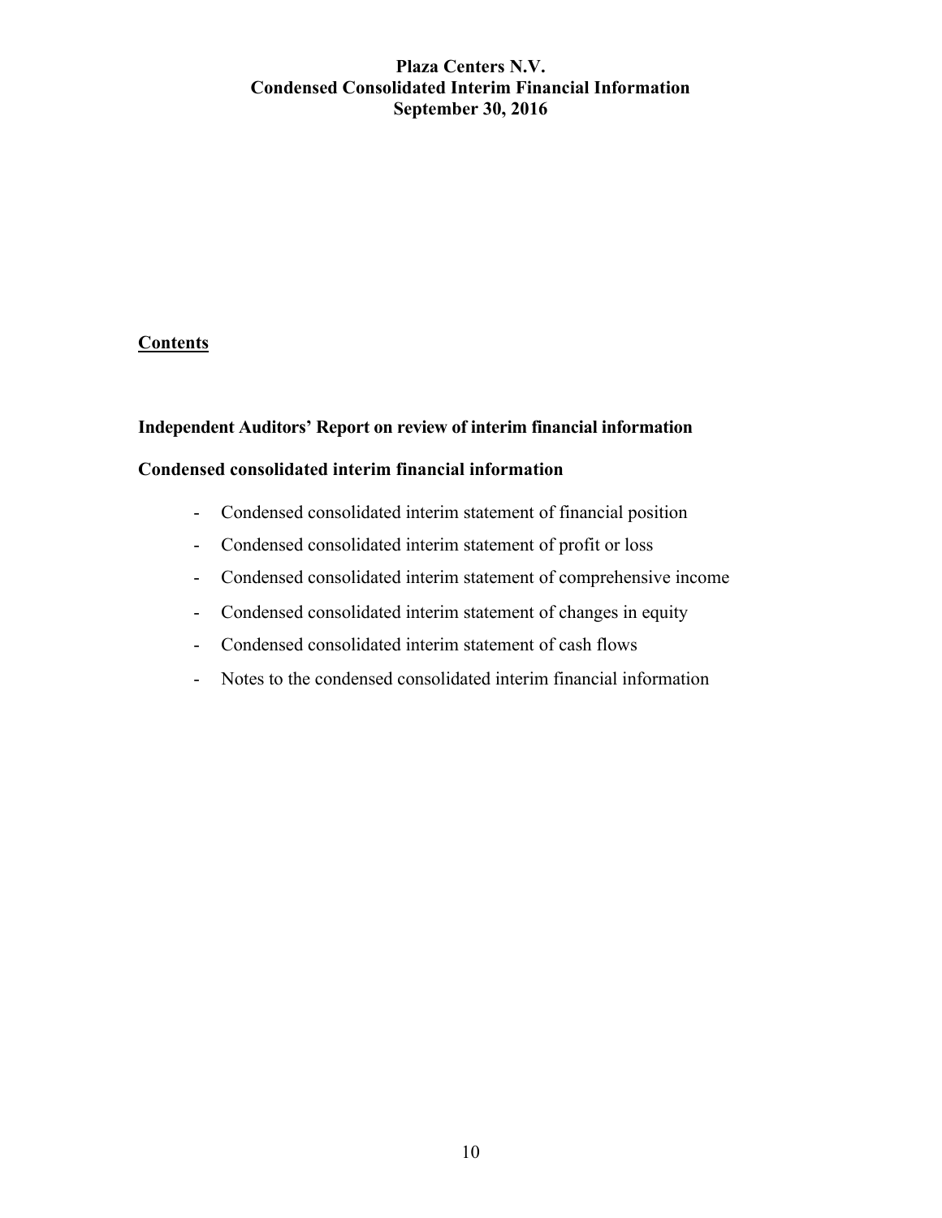# Plaza Centers N.V.
# Condensed Consolidated Interim Financial Information
# September 30, 2016

## Contents

**Independent Auditors' Report on review of interim financial information**

**Condensed consolidated interim financial information**

- Condensed consolidated interim statement of financial position
- Condensed consolidated interim statement of profit or loss
- Condensed consolidated interim statement of comprehensive income
- Condensed consolidated interim statement of changes in equity
- Condensed consolidated interim statement of cash flows
- Notes to the condensed consolidated interim financial information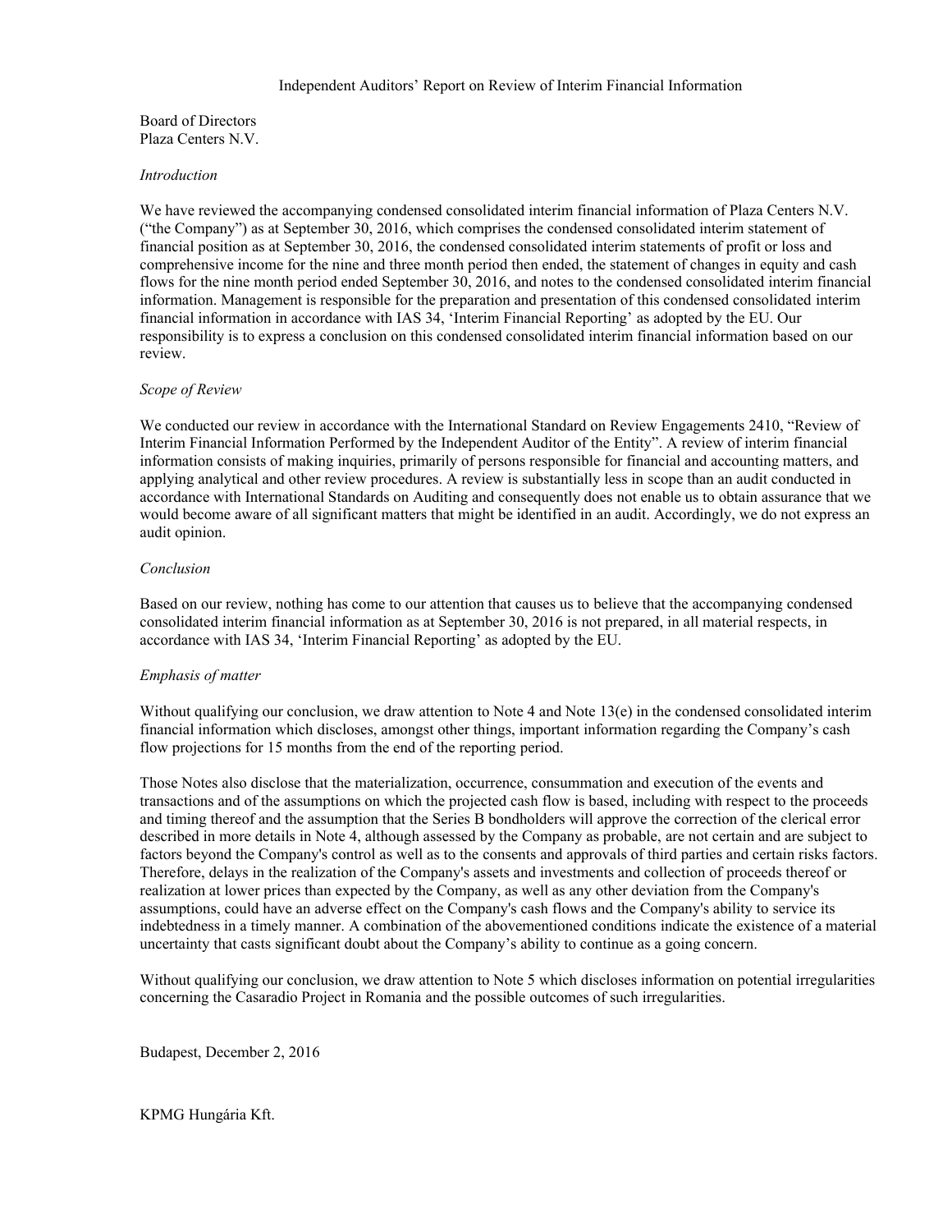# Independent Auditors' Report on Review of Interim Financial Information

Board of Directors
Plaza Centers N.V.

*Introduction*

We have reviewed the accompanying condensed consolidated interim financial information of Plaza Centers N.V. ("the Company") as at September 30, 2016, which comprises the condensed consolidated interim statement of financial position as at September 30, 2016, the condensed consolidated interim statements of profit or loss and comprehensive income for the nine and three month period then ended, the statement of changes in equity and cash flows for the nine month period ended September 30, 2016, and notes to the condensed consolidated interim financial information. Management is responsible for the preparation and presentation of this condensed consolidated interim financial information in accordance with IAS 34, 'Interim Financial Reporting' as adopted by the EU. Our responsibility is to express a conclusion on this condensed consolidated interim financial information based on our review.

*Scope of Review*

We conducted our review in accordance with the International Standard on Review Engagements 2410, "Review of Interim Financial Information Performed by the Independent Auditor of the Entity". A review of interim financial information consists of making inquiries, primarily of persons responsible for financial and accounting matters, and applying analytical and other review procedures. A review is substantially less in scope than an audit conducted in accordance with International Standards on Auditing and consequently does not enable us to obtain assurance that we would become aware of all significant matters that might be identified in an audit. Accordingly, we do not express an audit opinion.

*Conclusion*

Based on our review, nothing has come to our attention that causes us to believe that the accompanying condensed consolidated interim financial information as at September 30, 2016 is not prepared, in all material respects, in accordance with IAS 34, 'Interim Financial Reporting' as adopted by the EU.

*Emphasis of matter*

Without qualifying our conclusion, we draw attention to Note 4 and Note 13(e) in the condensed consolidated interim financial information which discloses, amongst other things, important information regarding the Company's cash flow projections for 15 months from the end of the reporting period.

Those Notes also disclose that the materialization, occurrence, consummation and execution of the events and transactions and of the assumptions on which the projected cash flow is based, including with respect to the proceeds and timing thereof and the assumption that the Series B bondholders will approve the correction of the clerical error described in more details in Note 4, although assessed by the Company as probable, are not certain and are subject to factors beyond the Company's control as well as to the consents and approvals of third parties and certain risks factors. Therefore, delays in the realization of the Company's assets and investments and collection of proceeds thereof or realization at lower prices than expected by the Company, as well as any other deviation from the Company's assumptions, could have an adverse effect on the Company's cash flows and the Company's ability to service its indebtedness in a timely manner. A combination of the abovementioned conditions indicate the existence of a material uncertainty that casts significant doubt about the Company's ability to continue as a going concern.

Without qualifying our conclusion, we draw attention to Note 5 which discloses information on potential irregularities concerning the Casaradio Project in Romania and the possible outcomes of such irregularities.

Budapest, December 2, 2016

KPMG Hungária Kft.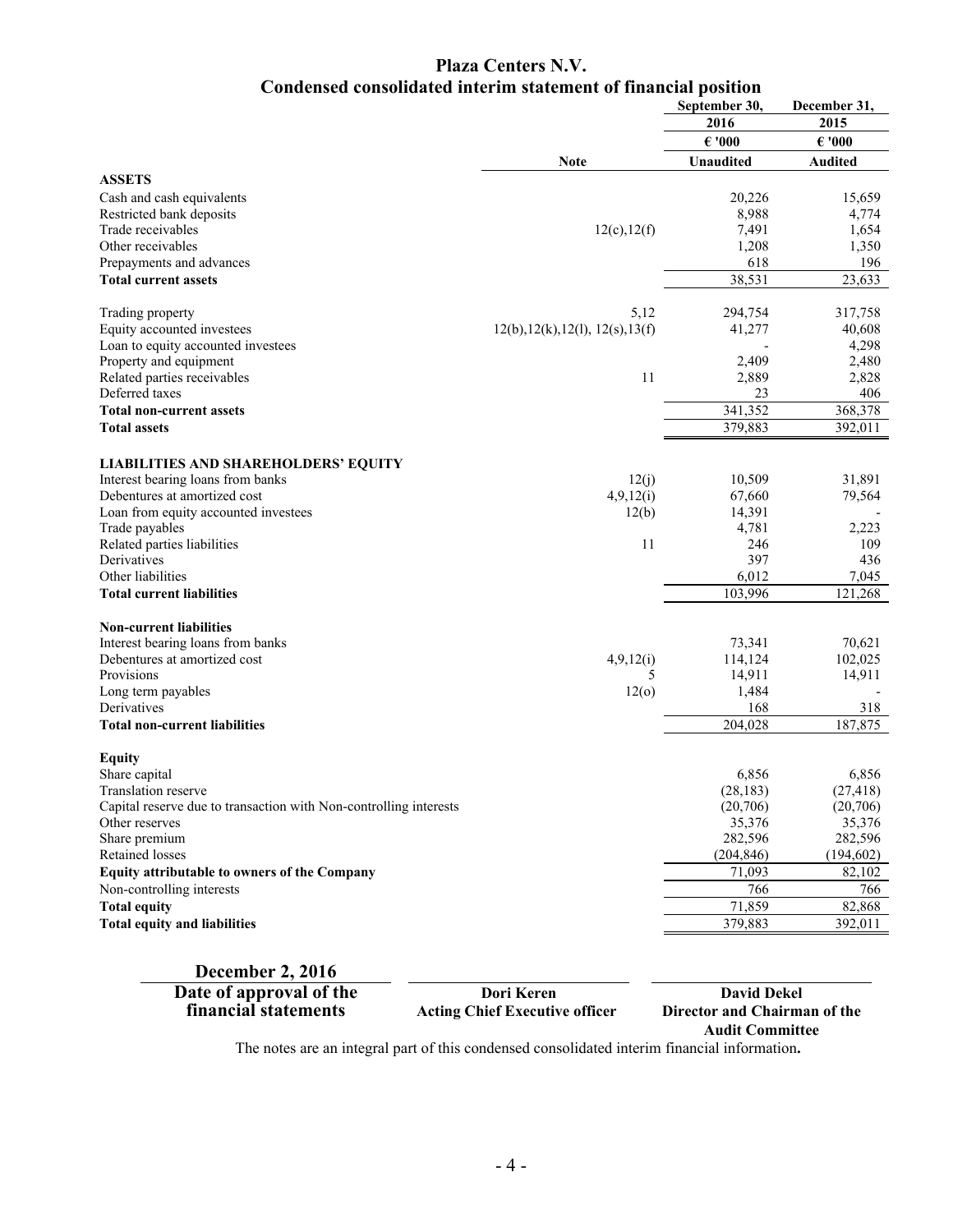# Plaza Centers N.V.
## Condensed consolidated interim statement of financial position

| | Note | September 30, 2016 | December 31, 2015 |
|---|---|---|---|
| | | € '000 | € '000 |
| | | Unaudited | Audited |
| **ASSETS** | | | |
| Cash and cash equivalents | | 20,226 | 15,659 |
| Restricted bank deposits | | 8,988 | 4,774 |
| Trade receivables | 12(c),12(f) | 7,491 | 1,654 |
| Other receivables | | 1,208 | 1,350 |
| Prepayments and advances | | 618 | 196 |
| **Total current assets** | | 38,531 | 23,633 |
| | | | |
| Trading property | 5,12 | 294,754 | 317,758 |
| Equity accounted investees | 12(b),12(k),12(l), 12(s),13(f) | 41,277 | 40,608 |
| Loan to equity accounted investees | | - | 4,298 |
| Property and equipment | | 2,409 | 2,480 |
| Related parties receivables | 11 | 2,889 | 2,828 |
| Deferred taxes | | 23 | 406 |
| **Total non-current assets** | | 341,352 | 368,378 |
| **Total assets** | | 379,883 | 392,011 |
| | | | |
| **LIABILITIES AND SHAREHOLDERS' EQUITY** | | | |
| Interest bearing loans from banks | 12(j) | 10,509 | 31,891 |
| Debentures at amortized cost | 4,9,12(i) | 67,660 | 79,564 |
| Loan from equity accounted investees | 12(b) | 14,391 | - |
| Trade payables | | 4,781 | 2,223 |
| Related parties liabilities | 11 | 246 | 109 |
| Derivatives | | 397 | 436 |
| Other liabilities | | 6,012 | 7,045 |
| **Total current liabilities** | | 103,996 | 121,268 |
| | | | |
| **Non-current liabilities** | | | |
| Interest bearing loans from banks | | 73,341 | 70,621 |
| Debentures at amortized cost | 4,9,12(i) | 114,124 | 102,025 |
| Provisions | 5 | 14,911 | 14,911 |
| Long term payables | 12(o) | 1,484 | - |
| Derivatives | | 168 | 318 |
| **Total non-current liabilities** | | 204,028 | 187,875 |
| | | | |
| **Equity** | | | |
| Share capital | | 6,856 | 6,856 |
| Translation reserve | | (28,183) | (27,418) |
| Capital reserve due to transaction with Non-controlling interests | | (20,706) | (20,706) |
| Other reserves | | 35,376 | 35,376 |
| Share premium | | 282,596 | 282,596 |
| Retained losses | | (204,846) | (194,602) |
| **Equity attributable to owners of the Company** | | 71,093 | 82,102 |
| Non-controlling interests | | 766 | 766 |
| **Total equity** | | 71,859 | 82,868 |
| **Total equity and liabilities** | | 379,883 | 392,011 |

| December 2, 2016 | | |
|---|---|---|
| **Date of approval of the financial statements** | **Dori Keren** **Acting Chief Executive officer** | **David Dekel** **Director and Chairman of the Audit Committee** |

The notes are an integral part of this condensed consolidated interim financial information.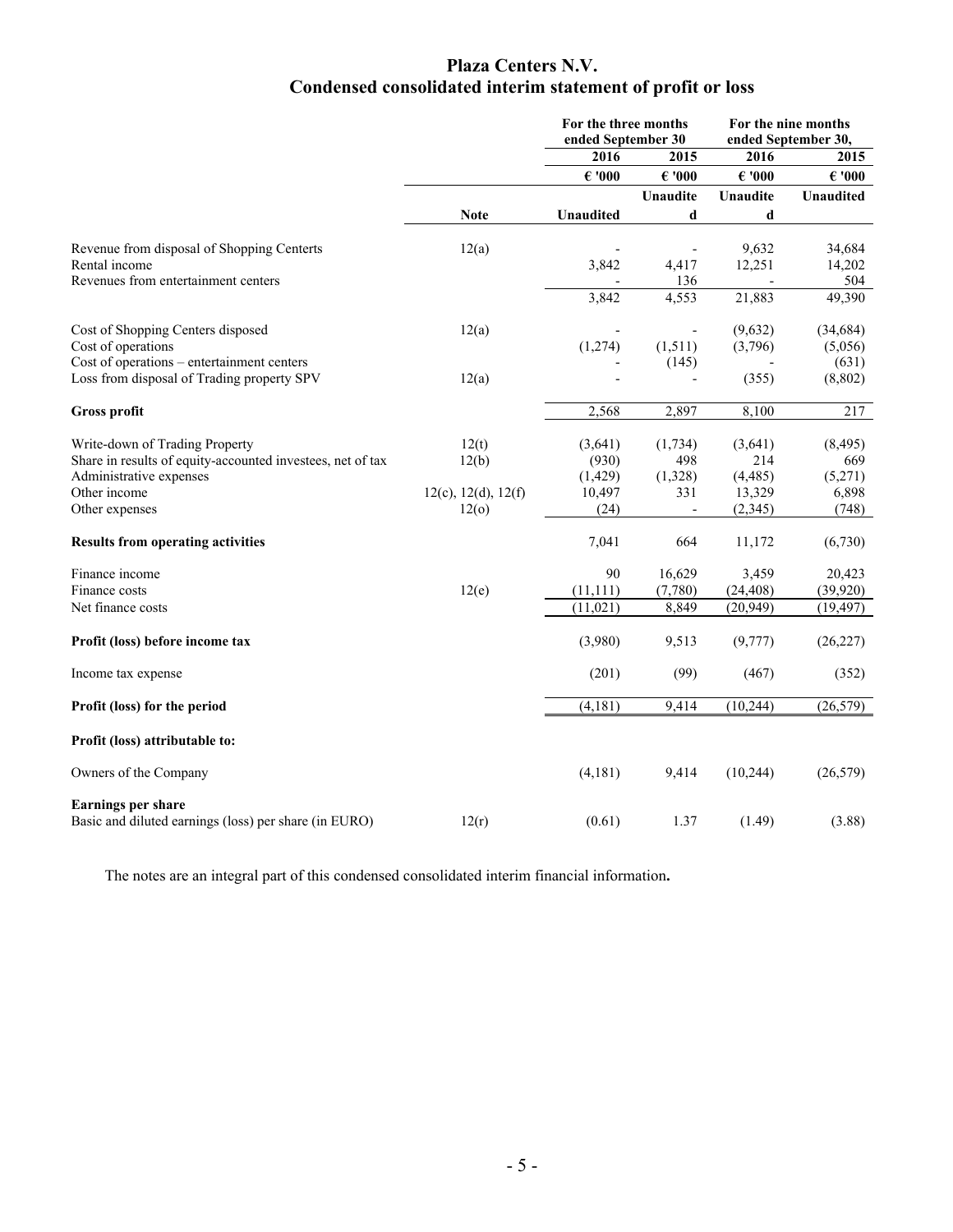# Plaza Centers N.V.

## Condensed consolidated interim statement of profit or loss

| | Note | For the three months ended September 30 | | For the nine months ended September 30, | |
|---|---|---|---|---|---|
| | | 2016 | 2015 | 2016 | 2015 |
| | | € '000 | € '000 | € '000 | € '000 |
| | | Unaudited | Unaudited | Unaudited | Unaudited |
| Revenue from disposal of Shopping Centerts | 12(a) | - | - | 9,632 | 34,684 |
| Rental income | | 3,842 | 4,417 | 12,251 | 14,202 |
| Revenues from entertainment centers | | - | 136 | - | 504 |
| | | 3,842 | 4,553 | 21,883 | 49,390 |
| Cost of Shopping Centers disposed | 12(a) | - | - | (9,632) | (34,684) |
| Cost of operations | | (1,274) | (1,511) | (3,796) | (5,056) |
| Cost of operations – entertainment centers | | - | (145) | - | (631) |
| Loss from disposal of Trading property SPV | 12(a) | - | - | (355) | (8,802) |
| **Gross profit** | | 2,568 | 2,897 | 8,100 | 217 |
| Write-down of Trading Property | 12(t) | (3,641) | (1,734) | (3,641) | (8,495) |
| Share in results of equity-accounted investees, net of tax | 12(b) | (930) | 498 | 214 | 669 |
| Administrative expenses | | (1,429) | (1,328) | (4,485) | (5,271) |
| Other income | 12(c), 12(d), 12(f) | 10,497 | 331 | 13,329 | 6,898 |
| Other expenses | 12(o) | (24) | - | (2,345) | (748) |
| **Results from operating activities** | | 7,041 | 664 | 11,172 | (6,730) |
| Finance income | | 90 | 16,629 | 3,459 | 20,423 |
| Finance costs | 12(e) | (11,111) | (7,780) | (24,408) | (39,920) |
| Net finance costs | | (11,021) | 8,849 | (20,949) | (19,497) |
| **Profit (loss) before income tax** | | (3,980) | 9,513 | (9,777) | (26,227) |
| Income tax expense | | (201) | (99) | (467) | (352) |
| **Profit (loss) for the period** | | (4,181) | 9,414 | (10,244) | (26,579) |
| **Profit (loss) attributable to:** | | | | | |
| Owners of the Company | | (4,181) | 9,414 | (10,244) | (26,579) |
| **Earnings per share** | | | | | |
| Basic and diluted earnings (loss) per share (in EURO) | 12(r) | (0.61) | 1.37 | (1.49) | (3.88) |

The notes are an integral part of this condensed consolidated interim financial information**.**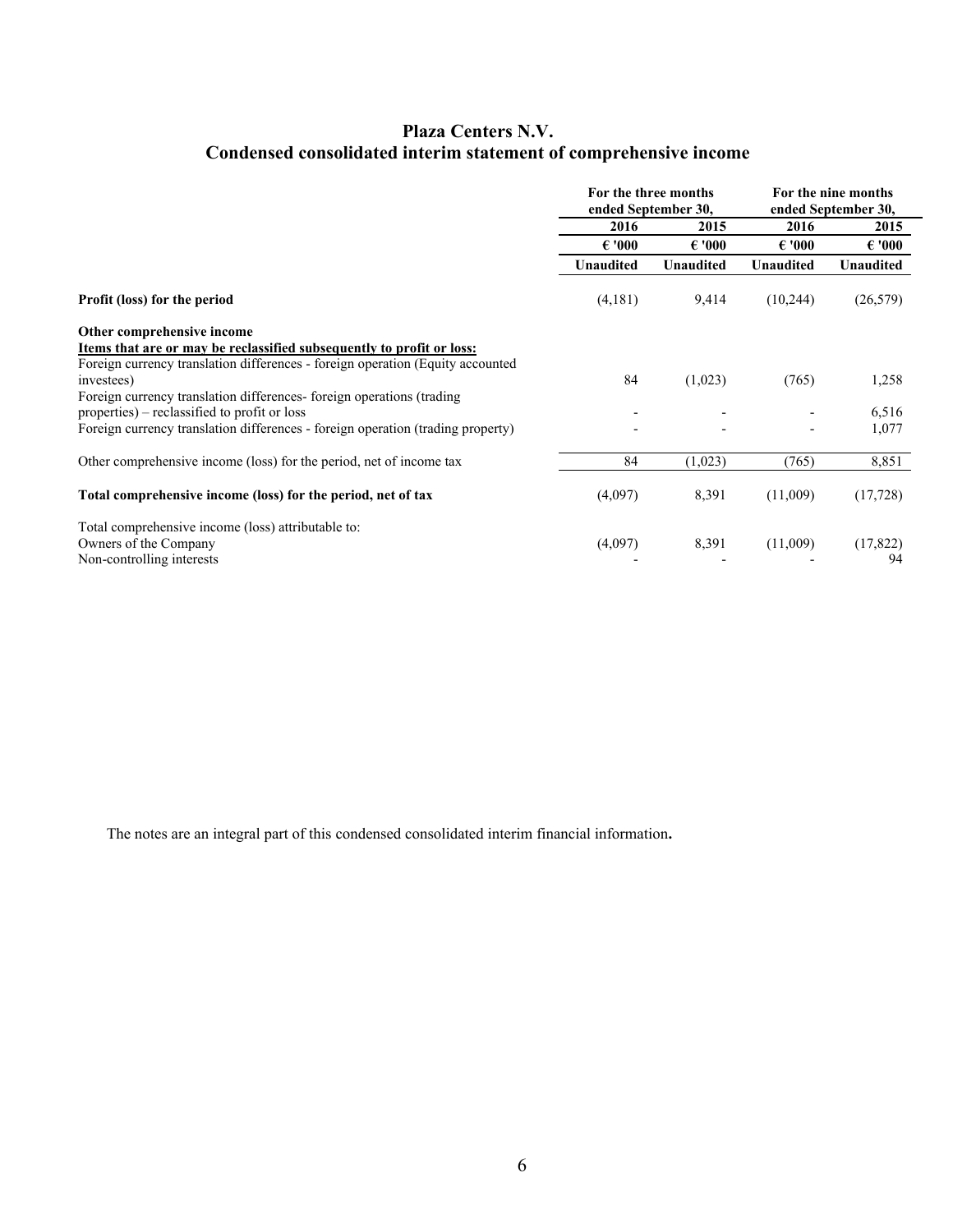# Plaza Centers N.V.
## Condensed consolidated interim statement of comprehensive income

| | For the three months ended September 30, | | For the nine months ended September 30, | |
|---|---|---|---|---|
| | 2016 | 2015 | 2016 | 2015 |
| | € '000 | € '000 | € '000 | € '000 |
| | Unaudited | Unaudited | Unaudited | Unaudited |
| **Profit (loss) for the period** | (4,181) | 9,414 | (10,244) | (26,579) |
| **Other comprehensive income** | | | | |
| **Items that are or may be reclassified subsequently to profit or loss:** | | | | |
| Foreign currency translation differences - foreign operation (Equity accounted investees) | 84 | (1,023) | (765) | 1,258 |
| Foreign currency translation differences- foreign operations (trading properties) – reclassified to profit or loss | - | - | - | 6,516 |
| Foreign currency translation differences - foreign operation (trading property) | - | - | - | 1,077 |
| Other comprehensive income (loss) for the period, net of income tax | 84 | (1,023) | (765) | 8,851 |
| **Total comprehensive income (loss) for the period, net of tax** | (4,097) | 8,391 | (11,009) | (17,728) |
| Total comprehensive income (loss) attributable to: | | | | |
| Owners of the Company | (4,097) | 8,391 | (11,009) | (17,822) |
| Non-controlling interests | - | - | - | 94 |

The notes are an integral part of this condensed consolidated interim financial information**.**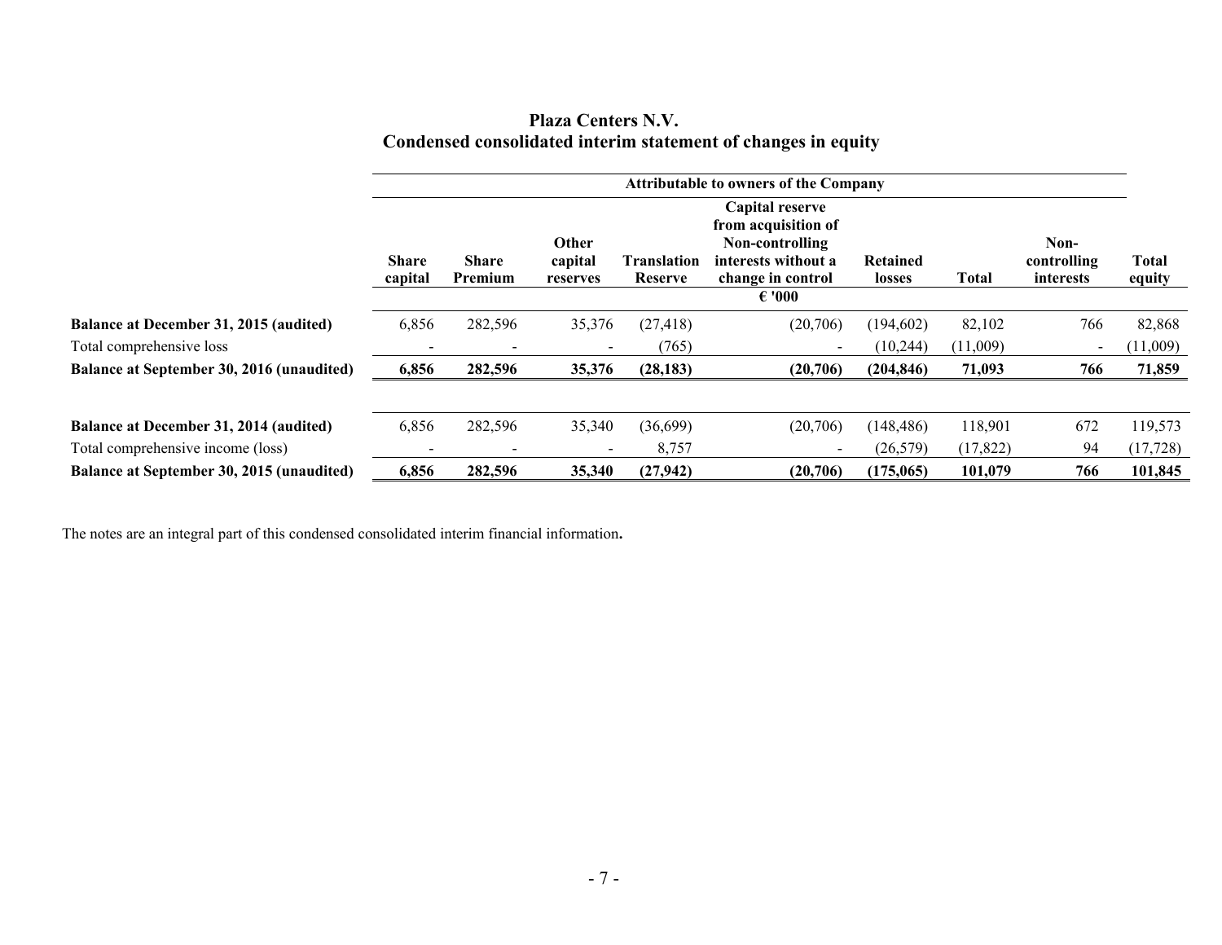# Plaza Centers N.V.

## Condensed consolidated interim statement of changes in equity

| | Attributable to owners of the Company | | | | | | | | |
|---|---|---|---|---|---|---|---|---|---|
| | Share capital | Share Premium | Other capital reserves | Translation Reserve | Capital reserve from acquisition of Non-controlling interests without a change in control | Retained losses | Total | Non-controlling interests | Total equity |
| | € '000 | | | | | | | | |
| **Balance at December 31, 2015 (audited)** | 6,856 | 282,596 | 35,376 | (27,418) | (20,706) | (194,602) | 82,102 | 766 | 82,868 |
| Total comprehensive loss | - | - | - | (765) | - | (10,244) | (11,009) | - | (11,009) |
| **Balance at September 30, 2016 (unaudited)** | **6,856** | **282,596** | **35,376** | **(28,183)** | **(20,706)** | **(204,846)** | **71,093** | **766** | **71,859** |
| | | | | | | | | | |
| **Balance at December 31, 2014 (audited)** | 6,856 | 282,596 | 35,340 | (36,699) | (20,706) | (148,486) | 118,901 | 672 | 119,573 |
| Total comprehensive income (loss) | - | - | - | 8,757 | - | (26,579) | (17,822) | 94 | (17,728) |
| **Balance at September 30, 2015 (unaudited)** | **6,856** | **282,596** | **35,340** | **(27,942)** | **(20,706)** | **(175,065)** | **101,079** | **766** | **101,845** |

The notes are an integral part of this condensed consolidated interim financial information**.**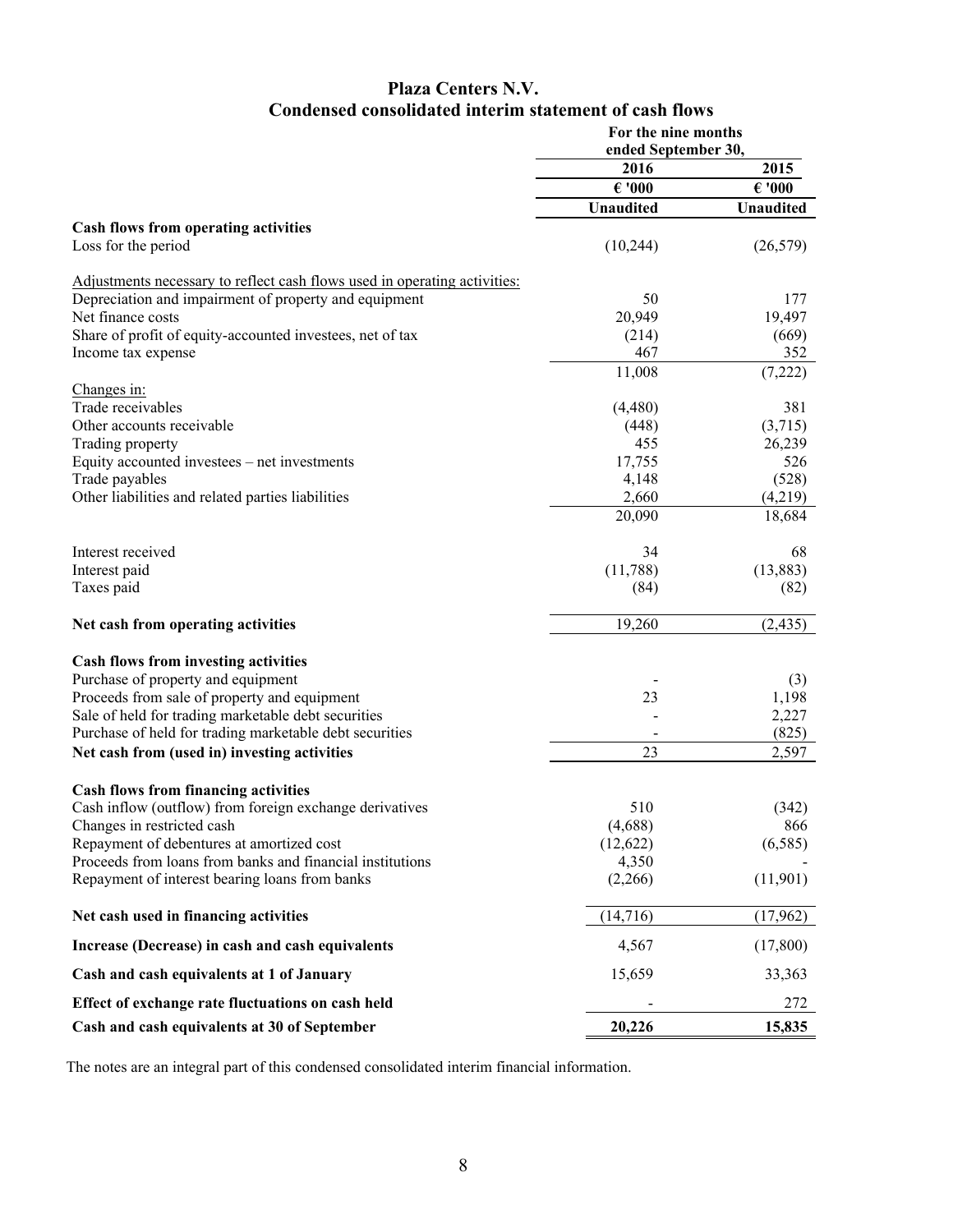# Plaza Centers N.V.

## Condensed consolidated interim statement of cash flows

| | For the nine months ended September 30, | |
|---|---|---|
| | 2016 | 2015 |
| | € '000 | € '000 |
| | Unaudited | Unaudited |
| **Cash flows from operating activities** | | |
| Loss for the period | (10,244) | (26,579) |
| Adjustments necessary to reflect cash flows used in operating activities: | | |
| Depreciation and impairment of property and equipment | 50 | 177 |
| Net finance costs | 20,949 | 19,497 |
| Share of profit of equity-accounted investees, net of tax | (214) | (669) |
| Income tax expense | 467 | 352 |
| | 11,008 | (7,222) |
| Changes in: | | |
| Trade receivables | (4,480) | 381 |
| Other accounts receivable | (448) | (3,715) |
| Trading property | 455 | 26,239 |
| Equity accounted investees – net investments | 17,755 | 526 |
| Trade payables | 4,148 | (528) |
| Other liabilities and related parties liabilities | 2,660 | (4,219) |
| | 20,090 | 18,684 |
| Interest received | 34 | 68 |
| Interest paid | (11,788) | (13,883) |
| Taxes paid | (84) | (82) |
| **Net cash from operating activities** | 19,260 | (2,435) |
| **Cash flows from investing activities** | | |
| Purchase of property and equipment | - | (3) |
| Proceeds from sale of property and equipment | 23 | 1,198 |
| Sale of held for trading marketable debt securities | - | 2,227 |
| Purchase of held for trading marketable debt securities | - | (825) |
| **Net cash from (used in) investing activities** | 23 | 2,597 |
| **Cash flows from financing activities** | | |
| Cash inflow (outflow) from foreign exchange derivatives | 510 | (342) |
| Changes in restricted cash | (4,688) | 866 |
| Repayment of debentures at amortized cost | (12,622) | (6,585) |
| Proceeds from loans from banks and financial institutions | 4,350 | - |
| Repayment of interest bearing loans from banks | (2,266) | (11,901) |
| **Net cash used in financing activities** | (14,716) | (17,962) |
| **Increase (Decrease) in cash and cash equivalents** | 4,567 | (17,800) |
| **Cash and cash equivalents at 1 of January** | 15,659 | 33,363 |
| **Effect of exchange rate fluctuations on cash held** | - | 272 |
| **Cash and cash equivalents at 30 of September** | **20,226** | **15,835** |

The notes are an integral part of this condensed consolidated interim financial information.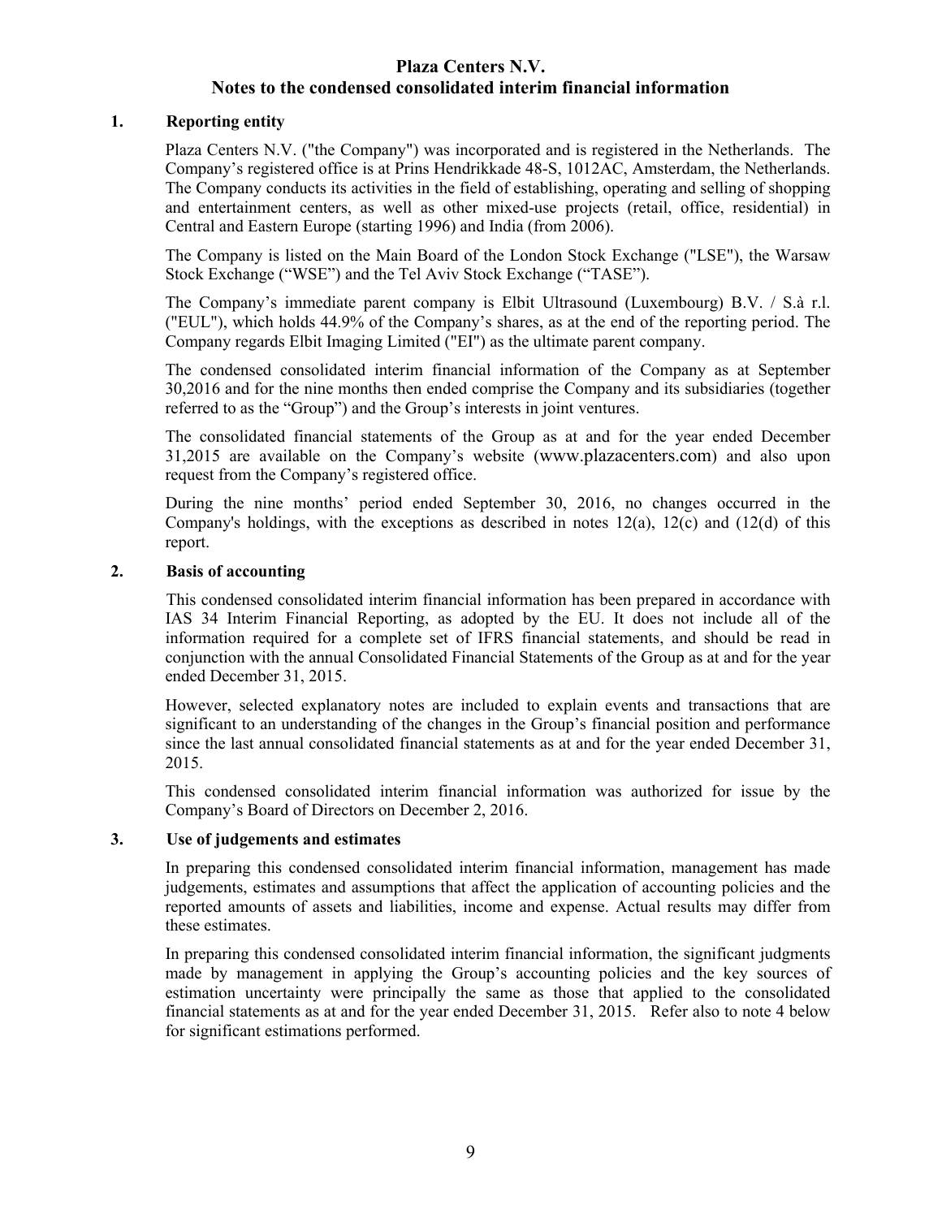# Plaza Centers N.V.
## Notes to the condensed consolidated interim financial information

### 1. Reporting entity

Plaza Centers N.V. ("the Company") was incorporated and is registered in the Netherlands. The Company's registered office is at Prins Hendrikkade 48-S, 1012AC, Amsterdam, the Netherlands. The Company conducts its activities in the field of establishing, operating and selling of shopping and entertainment centers, as well as other mixed-use projects (retail, office, residential) in Central and Eastern Europe (starting 1996) and India (from 2006).

The Company is listed on the Main Board of the London Stock Exchange ("LSE"), the Warsaw Stock Exchange ("WSE") and the Tel Aviv Stock Exchange ("TASE").

The Company's immediate parent company is Elbit Ultrasound (Luxembourg) B.V. / S.à r.l. ("EUL"), which holds 44.9% of the Company's shares, as at the end of the reporting period. The Company regards Elbit Imaging Limited ("EI") as the ultimate parent company.

The condensed consolidated interim financial information of the Company as at September 30,2016 and for the nine months then ended comprise the Company and its subsidiaries (together referred to as the "Group") and the Group's interests in joint ventures.

The consolidated financial statements of the Group as at and for the year ended December 31,2015 are available on the Company's website (www.plazacenters.com) and also upon request from the Company's registered office.

During the nine months' period ended September 30, 2016, no changes occurred in the Company's holdings, with the exceptions as described in notes 12(a), 12(c) and (12(d) of this report.

### 2. Basis of accounting

This condensed consolidated interim financial information has been prepared in accordance with IAS 34 Interim Financial Reporting, as adopted by the EU. It does not include all of the information required for a complete set of IFRS financial statements, and should be read in conjunction with the annual Consolidated Financial Statements of the Group as at and for the year ended December 31, 2015.

However, selected explanatory notes are included to explain events and transactions that are significant to an understanding of the changes in the Group's financial position and performance since the last annual consolidated financial statements as at and for the year ended December 31, 2015.

This condensed consolidated interim financial information was authorized for issue by the Company's Board of Directors on December 2, 2016.

### 3. Use of judgements and estimates

In preparing this condensed consolidated interim financial information, management has made judgements, estimates and assumptions that affect the application of accounting policies and the reported amounts of assets and liabilities, income and expense. Actual results may differ from these estimates.

In preparing this condensed consolidated interim financial information, the significant judgments made by management in applying the Group's accounting policies and the key sources of estimation uncertainty were principally the same as those that applied to the consolidated financial statements as at and for the year ended December 31, 2015. Refer also to note 4 below for significant estimations performed.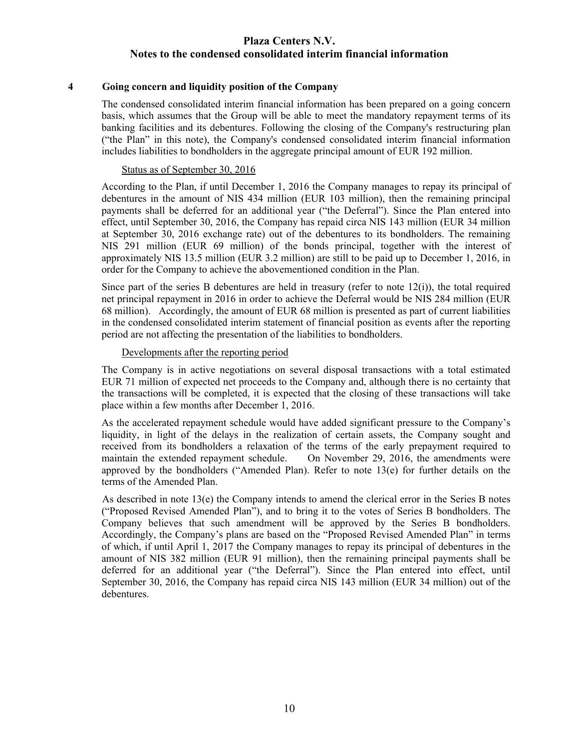## 4 Going concern and liquidity position of the Company

The condensed consolidated interim financial information has been prepared on a going concern basis, which assumes that the Group will be able to meet the mandatory repayment terms of its banking facilities and its debentures. Following the closing of the Company's restructuring plan ("the Plan" in this note), the Company's condensed consolidated interim financial information includes liabilities to bondholders in the aggregate principal amount of EUR 192 million.

Status as of September 30, 2016

According to the Plan, if until December 1, 2016 the Company manages to repay its principal of debentures in the amount of NIS 434 million (EUR 103 million), then the remaining principal payments shall be deferred for an additional year ("the Deferral"). Since the Plan entered into effect, until September 30, 2016, the Company has repaid circa NIS 143 million (EUR 34 million at September 30, 2016 exchange rate) out of the debentures to its bondholders. The remaining NIS 291 million (EUR 69 million) of the bonds principal, together with the interest of approximately NIS 13.5 million (EUR 3.2 million) are still to be paid up to December 1, 2016, in order for the Company to achieve the abovementioned condition in the Plan.

Since part of the series B debentures are held in treasury (refer to note 12(i)), the total required net principal repayment in 2016 in order to achieve the Deferral would be NIS 284 million (EUR 68 million). Accordingly, the amount of EUR 68 million is presented as part of current liabilities in the condensed consolidated interim statement of financial position as events after the reporting period are not affecting the presentation of the liabilities to bondholders.

Developments after the reporting period

The Company is in active negotiations on several disposal transactions with a total estimated EUR 71 million of expected net proceeds to the Company and, although there is no certainty that the transactions will be completed, it is expected that the closing of these transactions will take place within a few months after December 1, 2016.

As the accelerated repayment schedule would have added significant pressure to the Company's liquidity, in light of the delays in the realization of certain assets, the Company sought and received from its bondholders a relaxation of the terms of the early prepayment required to maintain the extended repayment schedule. On November 29, 2016, the amendments were approved by the bondholders ("Amended Plan). Refer to note 13(e) for further details on the terms of the Amended Plan.

As described in note 13(e) the Company intends to amend the clerical error in the Series B notes ("Proposed Revised Amended Plan"), and to bring it to the votes of Series B bondholders. The Company believes that such amendment will be approved by the Series B bondholders. Accordingly, the Company's plans are based on the "Proposed Revised Amended Plan" in terms of which, if until April 1, 2017 the Company manages to repay its principal of debentures in the amount of NIS 382 million (EUR 91 million), then the remaining principal payments shall be deferred for an additional year ("the Deferral"). Since the Plan entered into effect, until September 30, 2016, the Company has repaid circa NIS 143 million (EUR 34 million) out of the debentures.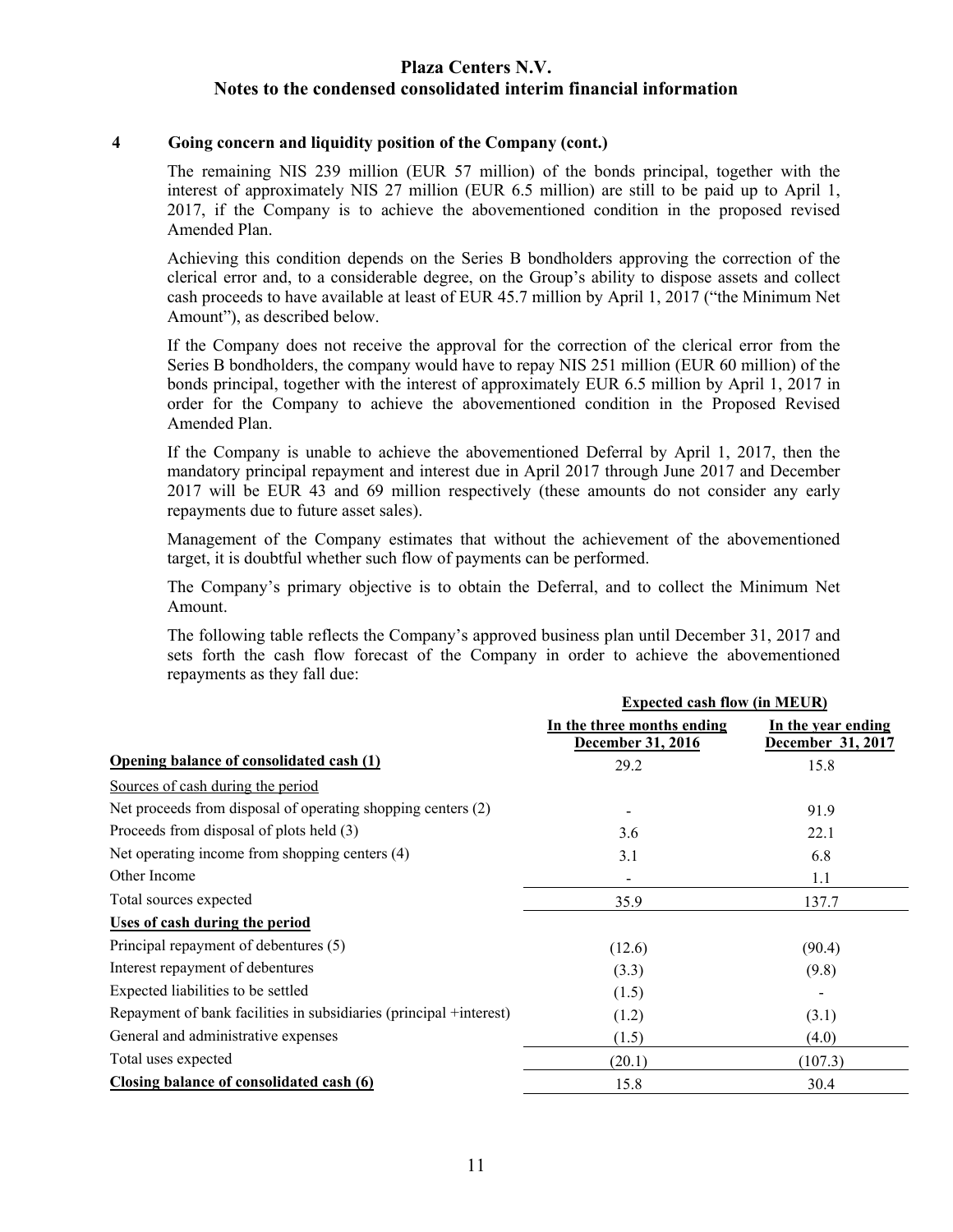**4 Going concern and liquidity position of the Company (cont.)**

The remaining NIS 239 million (EUR 57 million) of the bonds principal, together with the interest of approximately NIS 27 million (EUR 6.5 million) are still to be paid up to April 1, 2017, if the Company is to achieve the abovementioned condition in the proposed revised Amended Plan.

Achieving this condition depends on the Series B bondholders approving the correction of the clerical error and, to a considerable degree, on the Group's ability to dispose assets and collect cash proceeds to have available at least of EUR 45.7 million by April 1, 2017 ("the Minimum Net Amount"), as described below.

If the Company does not receive the approval for the correction of the clerical error from the Series B bondholders, the company would have to repay NIS 251 million (EUR 60 million) of the bonds principal, together with the interest of approximately EUR 6.5 million by April 1, 2017 in order for the Company to achieve the abovementioned condition in the Proposed Revised Amended Plan.

If the Company is unable to achieve the abovementioned Deferral by April 1, 2017, then the mandatory principal repayment and interest due in April 2017 through June 2017 and December 2017 will be EUR 43 and 69 million respectively (these amounts do not consider any early repayments due to future asset sales).

Management of the Company estimates that without the achievement of the abovementioned target, it is doubtful whether such flow of payments can be performed.

The Company's primary objective is to obtain the Deferral, and to collect the Minimum Net Amount.

The following table reflects the Company's approved business plan until December 31, 2017 and sets forth the cash flow forecast of the Company in order to achieve the abovementioned repayments as they fall due:

| | Expected cash flow (in MEUR) | |
|---|---|---|
| | In the three months ending December 31, 2016 | In the year ending December 31, 2017 |
| **Opening balance of consolidated cash (1)** | 29.2 | 15.8 |
| Sources of cash during the period | | |
| Net proceeds from disposal of operating shopping centers (2) | - | 91.9 |
| Proceeds from disposal of plots held (3) | 3.6 | 22.1 |
| Net operating income from shopping centers (4) | 3.1 | 6.8 |
| Other Income | - | 1.1 |
| Total sources expected | 35.9 | 137.7 |
| **Uses of cash during the period** | | |
| Principal repayment of debentures (5) | (12.6) | (90.4) |
| Interest repayment of debentures | (3.3) | (9.8) |
| Expected liabilities to be settled | (1.5) | - |
| Repayment of bank facilities in subsidiaries (principal +interest) | (1.2) | (3.1) |
| General and administrative expenses | (1.5) | (4.0) |
| Total uses expected | (20.1) | (107.3) |
| **Closing balance of consolidated cash (6)** | 15.8 | 30.4 |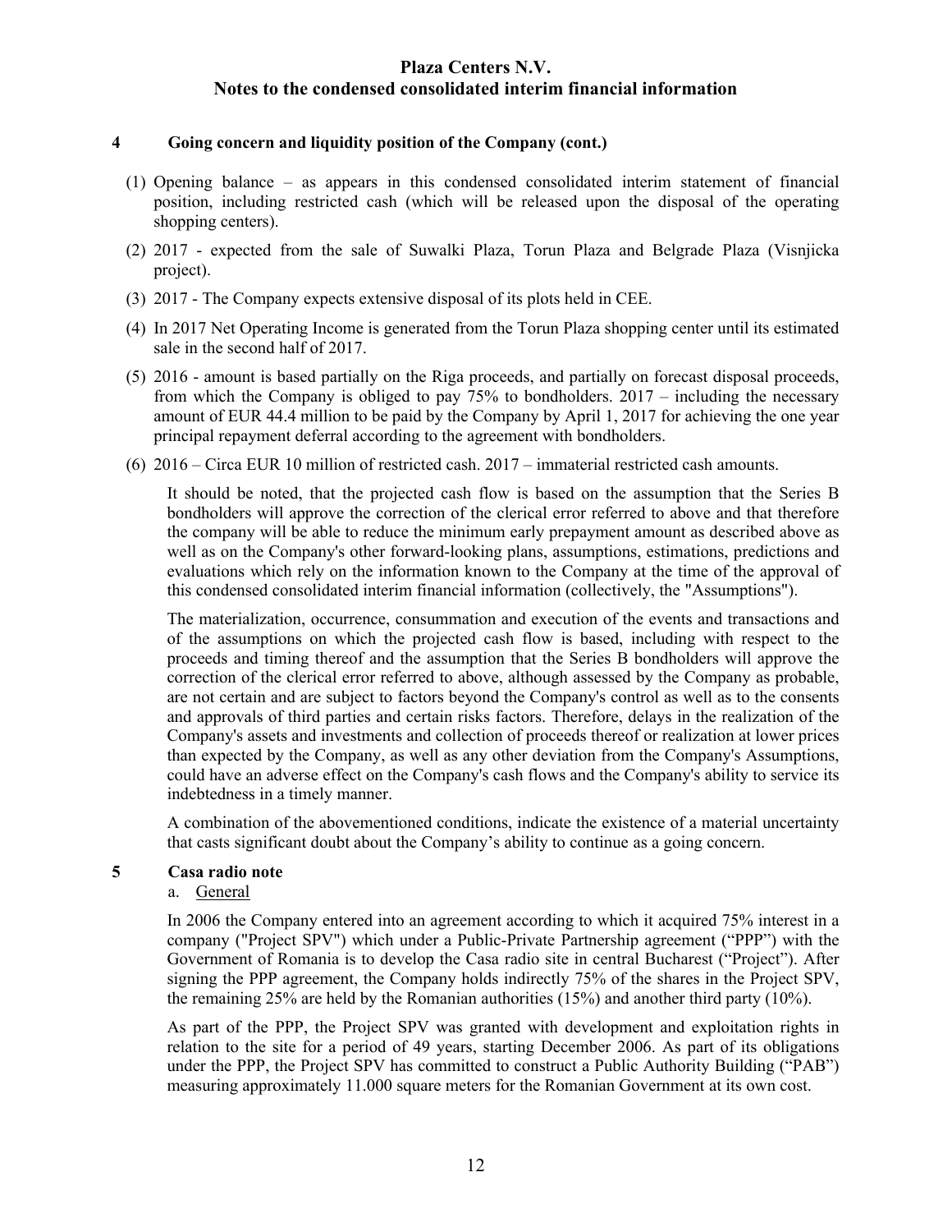## 4 Going concern and liquidity position of the Company (cont.)

(1) Opening balance – as appears in this condensed consolidated interim statement of financial position, including restricted cash (which will be released upon the disposal of the operating shopping centers).

(2) 2017 - expected from the sale of Suwalki Plaza, Torun Plaza and Belgrade Plaza (Visnjicka project).

(3) 2017 - The Company expects extensive disposal of its plots held in CEE.

(4) In 2017 Net Operating Income is generated from the Torun Plaza shopping center until its estimated sale in the second half of 2017.

(5) 2016 - amount is based partially on the Riga proceeds, and partially on forecast disposal proceeds, from which the Company is obliged to pay 75% to bondholders. 2017 – including the necessary amount of EUR 44.4 million to be paid by the Company by April 1, 2017 for achieving the one year principal repayment deferral according to the agreement with bondholders.

(6) 2016 – Circa EUR 10 million of restricted cash. 2017 – immaterial restricted cash amounts.

It should be noted, that the projected cash flow is based on the assumption that the Series B bondholders will approve the correction of the clerical error referred to above and that therefore the company will be able to reduce the minimum early prepayment amount as described above as well as on the Company's other forward-looking plans, assumptions, estimations, predictions and evaluations which rely on the information known to the Company at the time of the approval of this condensed consolidated interim financial information (collectively, the "Assumptions").

The materialization, occurrence, consummation and execution of the events and transactions and of the assumptions on which the projected cash flow is based, including with respect to the proceeds and timing thereof and the assumption that the Series B bondholders will approve the correction of the clerical error referred to above, although assessed by the Company as probable, are not certain and are subject to factors beyond the Company's control as well as to the consents and approvals of third parties and certain risks factors. Therefore, delays in the realization of the Company's assets and investments and collection of proceeds thereof or realization at lower prices than expected by the Company, as well as any other deviation from the Company's Assumptions, could have an adverse effect on the Company's cash flows and the Company's ability to service its indebtedness in a timely manner.

A combination of the abovementioned conditions, indicate the existence of a material uncertainty that casts significant doubt about the Company's ability to continue as a going concern.

## 5 Casa radio note

a. General

In 2006 the Company entered into an agreement according to which it acquired 75% interest in a company ("Project SPV") which under a Public-Private Partnership agreement ("PPP") with the Government of Romania is to develop the Casa radio site in central Bucharest ("Project"). After signing the PPP agreement, the Company holds indirectly 75% of the shares in the Project SPV, the remaining 25% are held by the Romanian authorities (15%) and another third party (10%).

As part of the PPP, the Project SPV was granted with development and exploitation rights in relation to the site for a period of 49 years, starting December 2006. As part of its obligations under the PPP, the Project SPV has committed to construct a Public Authority Building ("PAB") measuring approximately 11.000 square meters for the Romanian Government at its own cost.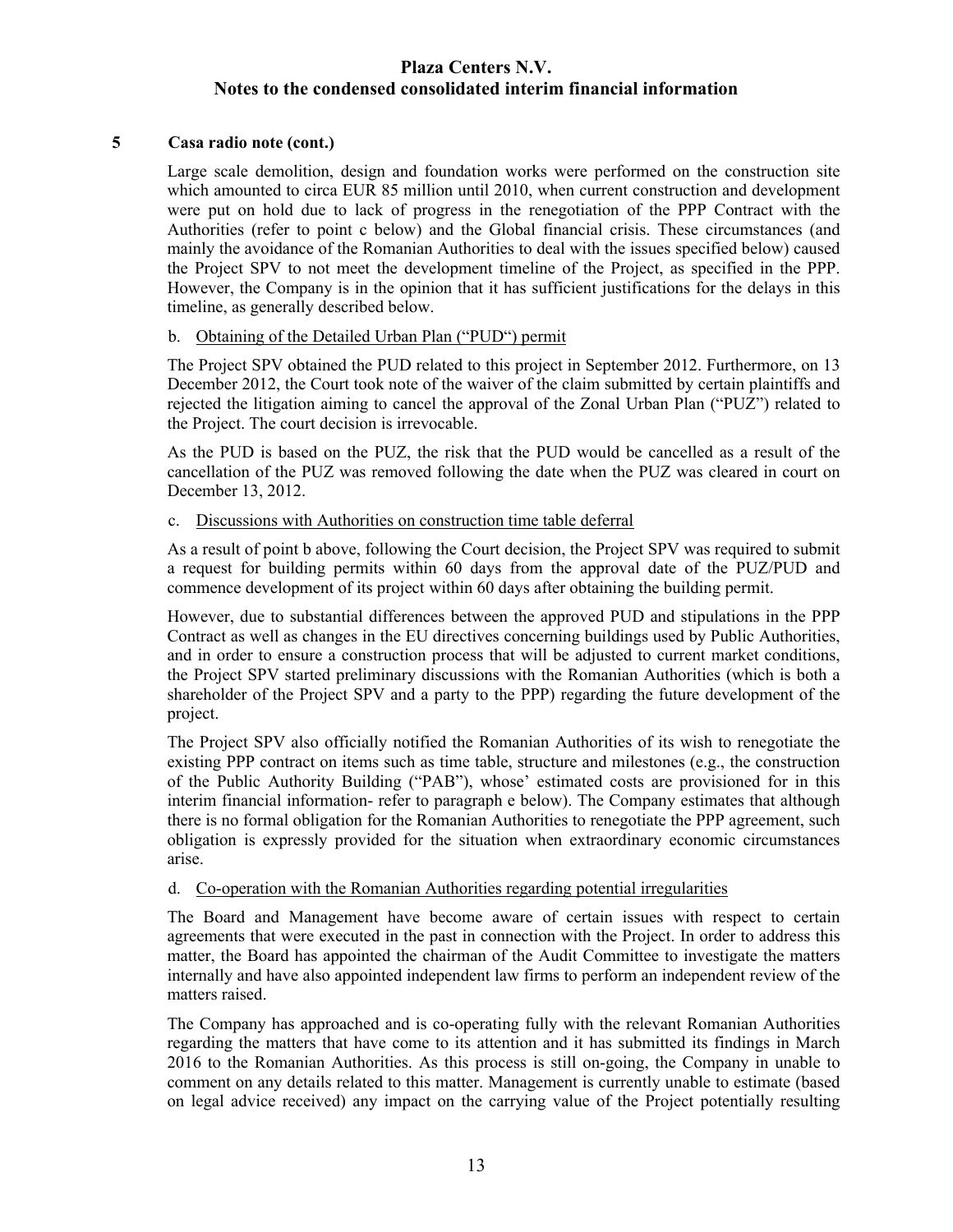## 5 Casa radio note (cont.)

Large scale demolition, design and foundation works were performed on the construction site which amounted to circa EUR 85 million until 2010, when current construction and development were put on hold due to lack of progress in the renegotiation of the PPP Contract with the Authorities (refer to point c below) and the Global financial crisis. These circumstances (and mainly the avoidance of the Romanian Authorities to deal with the issues specified below) caused the Project SPV to not meet the development timeline of the Project, as specified in the PPP. However, the Company is in the opinion that it has sufficient justifications for the delays in this timeline, as generally described below.

b. Obtaining of the Detailed Urban Plan ("PUD") permit

The Project SPV obtained the PUD related to this project in September 2012. Furthermore, on 13 December 2012, the Court took note of the waiver of the claim submitted by certain plaintiffs and rejected the litigation aiming to cancel the approval of the Zonal Urban Plan ("PUZ") related to the Project. The court decision is irrevocable.

As the PUD is based on the PUZ, the risk that the PUD would be cancelled as a result of the cancellation of the PUZ was removed following the date when the PUZ was cleared in court on December 13, 2012.

c. Discussions with Authorities on construction time table deferral

As a result of point b above, following the Court decision, the Project SPV was required to submit a request for building permits within 60 days from the approval date of the PUZ/PUD and commence development of its project within 60 days after obtaining the building permit.

However, due to substantial differences between the approved PUD and stipulations in the PPP Contract as well as changes in the EU directives concerning buildings used by Public Authorities, and in order to ensure a construction process that will be adjusted to current market conditions, the Project SPV started preliminary discussions with the Romanian Authorities (which is both a shareholder of the Project SPV and a party to the PPP) regarding the future development of the project.

The Project SPV also officially notified the Romanian Authorities of its wish to renegotiate the existing PPP contract on items such as time table, structure and milestones (e.g., the construction of the Public Authority Building ("PAB"), whose' estimated costs are provisioned for in this interim financial information- refer to paragraph e below). The Company estimates that although there is no formal obligation for the Romanian Authorities to renegotiate the PPP agreement, such obligation is expressly provided for the situation when extraordinary economic circumstances arise.

d. Co-operation with the Romanian Authorities regarding potential irregularities

The Board and Management have become aware of certain issues with respect to certain agreements that were executed in the past in connection with the Project. In order to address this matter, the Board has appointed the chairman of the Audit Committee to investigate the matters internally and have also appointed independent law firms to perform an independent review of the matters raised.

The Company has approached and is co-operating fully with the relevant Romanian Authorities regarding the matters that have come to its attention and it has submitted its findings in March 2016 to the Romanian Authorities. As this process is still on-going, the Company in unable to comment on any details related to this matter. Management is currently unable to estimate (based on legal advice received) any impact on the carrying value of the Project potentially resulting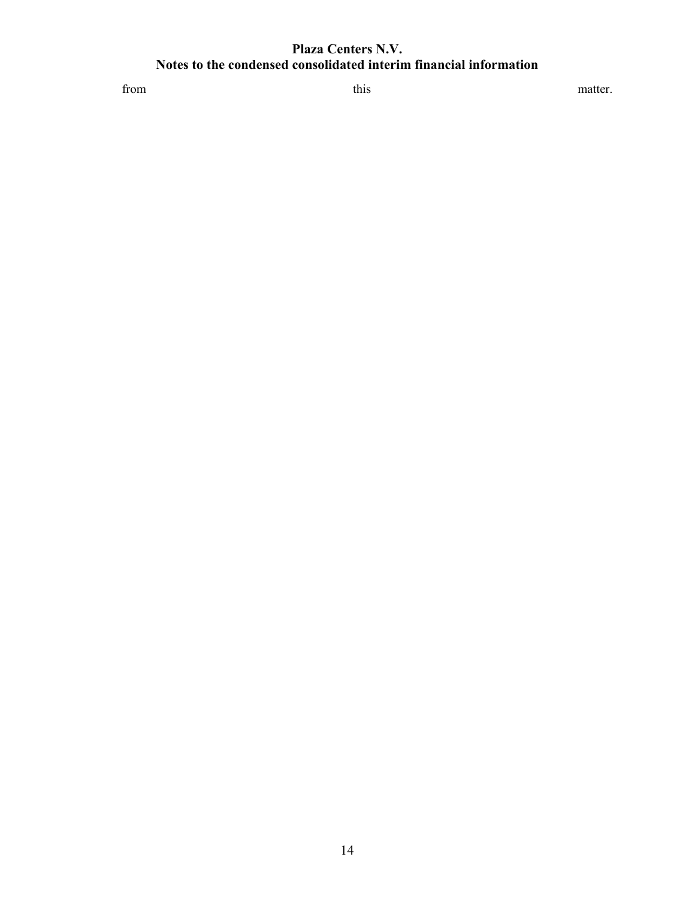from this matter.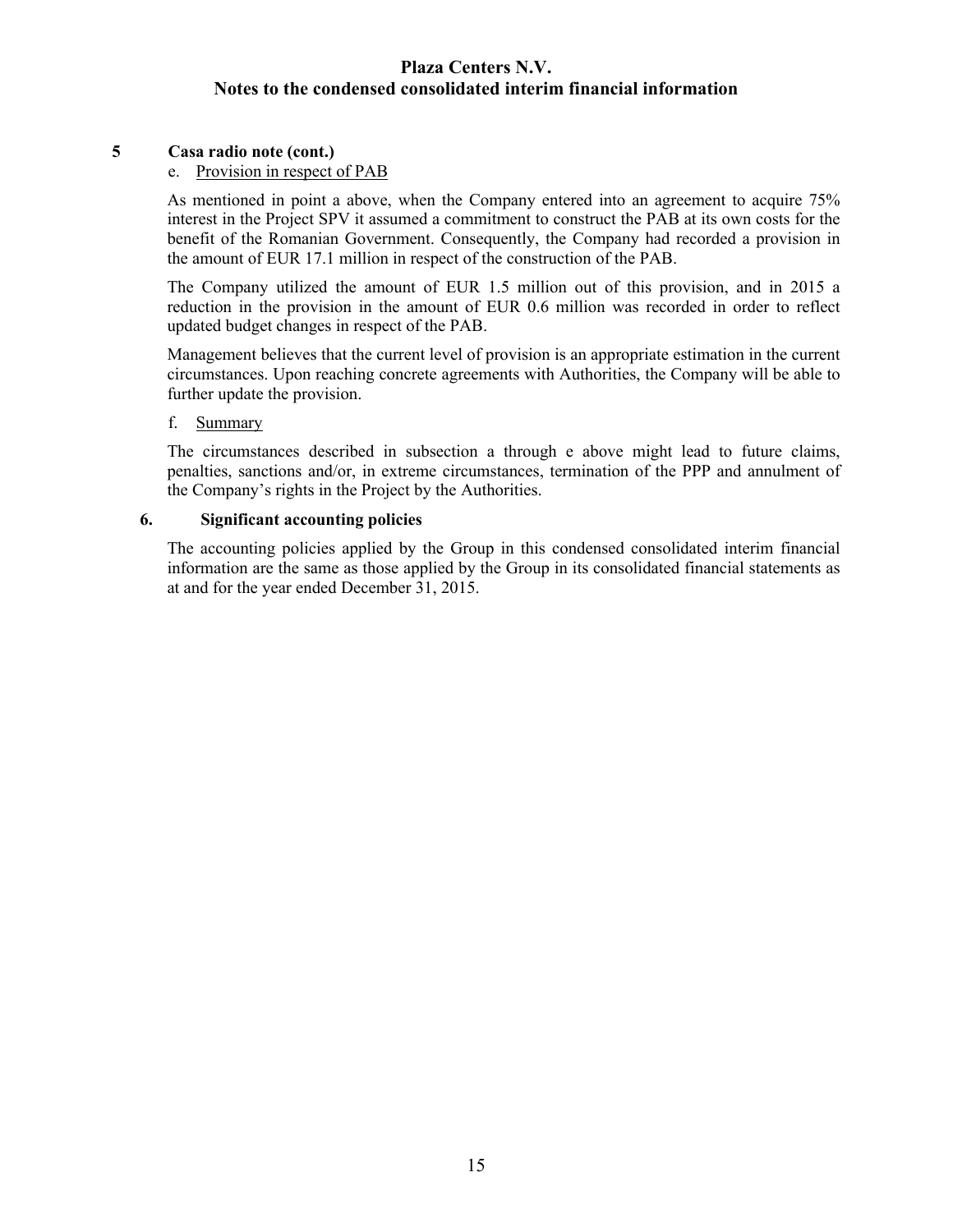## 5 Casa radio note (cont.)

e. Provision in respect of PAB

As mentioned in point a above, when the Company entered into an agreement to acquire 75% interest in the Project SPV it assumed a commitment to construct the PAB at its own costs for the benefit of the Romanian Government. Consequently, the Company had recorded a provision in the amount of EUR 17.1 million in respect of the construction of the PAB.

The Company utilized the amount of EUR 1.5 million out of this provision, and in 2015 a reduction in the provision in the amount of EUR 0.6 million was recorded in order to reflect updated budget changes in respect of the PAB.

Management believes that the current level of provision is an appropriate estimation in the current circumstances. Upon reaching concrete agreements with Authorities, the Company will be able to further update the provision.

f. Summary

The circumstances described in subsection a through e above might lead to future claims, penalties, sanctions and/or, in extreme circumstances, termination of the PPP and annulment of the Company's rights in the Project by the Authorities.

## 6. Significant accounting policies

The accounting policies applied by the Group in this condensed consolidated interim financial information are the same as those applied by the Group in its consolidated financial statements as at and for the year ended December 31, 2015.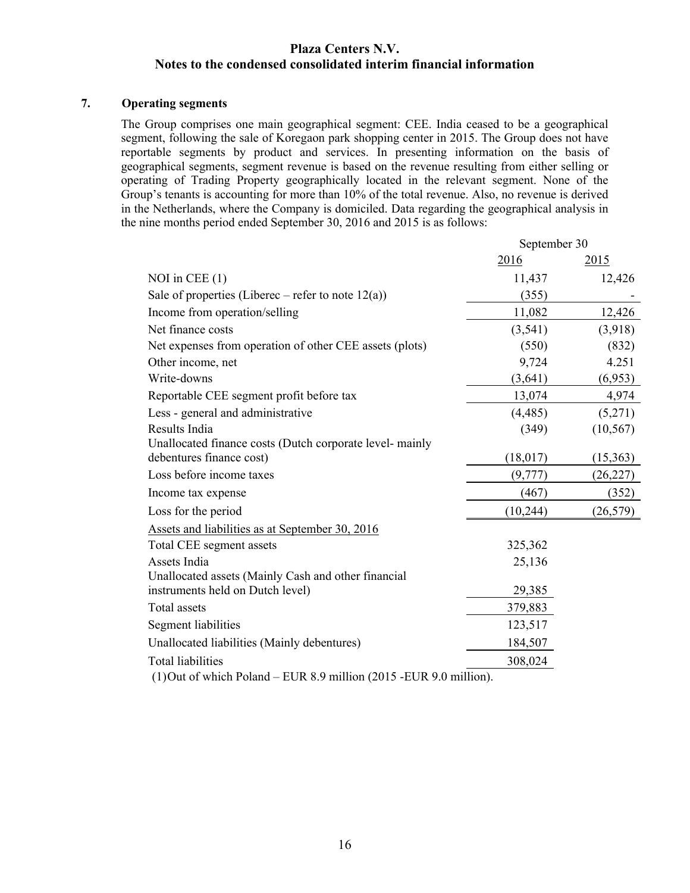**Plaza Centers N.V.**
**Notes to the condensed consolidated interim financial information**

## 7. Operating segments

The Group comprises one main geographical segment: CEE. India ceased to be a geographical segment, following the sale of Koregaon park shopping center in 2015. The Group does not have reportable segments by product and services. In presenting information on the basis of geographical segments, segment revenue is based on the revenue resulting from either selling or operating of Trading Property geographically located in the relevant segment. None of the Group's tenants is accounting for more than 10% of the total revenue. Also, no revenue is derived in the Netherlands, where the Company is domiciled. Data regarding the geographical analysis in the nine months period ended September 30, 2016 and 2015 is as follows:

| | September 30 | |
|---|---|---|
| | 2016 | 2015 |
| NOI in CEE (1) | 11,437 | 12,426 |
| Sale of properties (Liberec – refer to note 12(a)) | (355) | - |
| Income from operation/selling | 11,082 | 12,426 |
| Net finance costs | (3,541) | (3,918) |
| Net expenses from operation of other CEE assets (plots) | (550) | (832) |
| Other income, net | 9,724 | 4.251 |
| Write-downs | (3,641) | (6,953) |
| Reportable CEE segment profit before tax | 13,074 | 4,974 |
| Less - general and administrative | (4,485) | (5,271) |
| Results India | (349) | (10,567) |
| Unallocated finance costs (Dutch corporate level- mainly debentures finance cost) | (18,017) | (15,363) |
| Loss before income taxes | (9,777) | (26,227) |
| Income tax expense | (467) | (352) |
| Loss for the period | (10,244) | (26,579) |
| Assets and liabilities as at September 30, 2016 | | |
| Total CEE segment assets | 325,362 | |
| Assets India | 25,136 | |
| Unallocated assets (Mainly Cash and other financial instruments held on Dutch level) | 29,385 | |
| Total assets | 379,883 | |
| Segment liabilities | 123,517 | |
| Unallocated liabilities (Mainly debentures) | 184,507 | |
| Total liabilities | 308,024 | |

(1) Out of which Poland – EUR 8.9 million (2015 -EUR 9.0 million).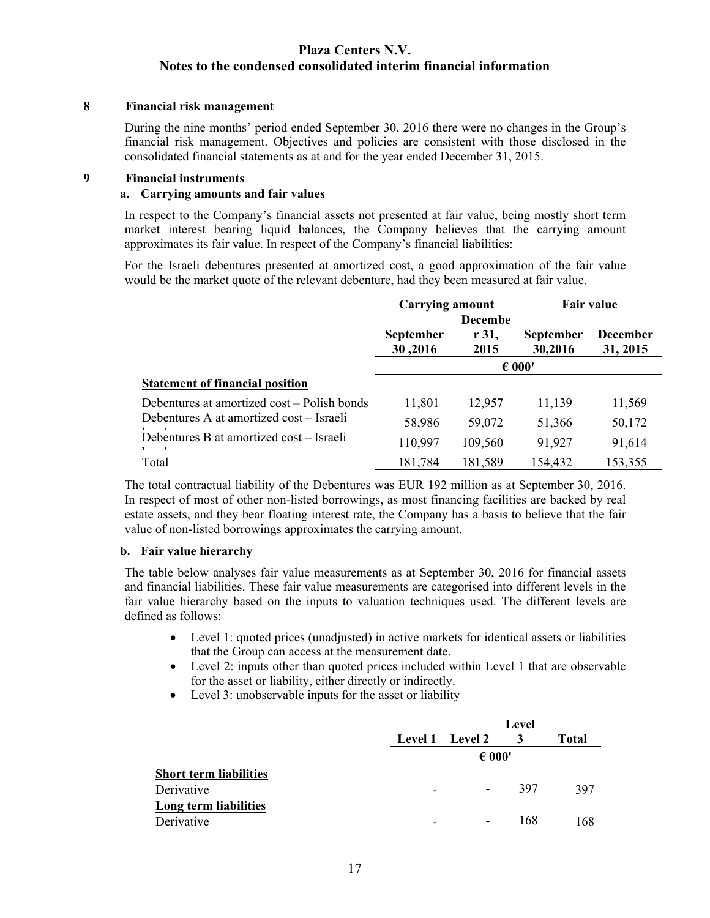# Plaza Centers N.V.

## Notes to the condensed consolidated interim financial information

### 8 Financial risk management

During the nine months' period ended September 30, 2016 there were no changes in the Group's financial risk management. Objectives and policies are consistent with those disclosed in the consolidated financial statements as at and for the year ended December 31, 2015.

### 9 Financial instruments

#### a. Carrying amounts and fair values

In respect to the Company's financial assets not presented at fair value, being mostly short term market interest bearing liquid balances, the Company believes that the carrying amount approximates its fair value. In respect of the Company's financial liabilities:

For the Israeli debentures presented at amortized cost, a good approximation of the fair value would be the market quote of the relevant debenture, had they been measured at fair value.

| | Carrying amount | | Fair value | |
|---|---|---|---|---|
| | September 30 ,2016 | December 31, 2015 | September 30,2016 | December 31, 2015 |
| | € 000' | | | |
| **Statement of financial position** | | | | |
| Debentures at amortized cost – Polish bonds | 11,801 | 12,957 | 11,139 | 11,569 |
| Debentures A at amortized cost – Israeli bonds | 58,986 | 59,072 | 51,366 | 50,172 |
| Debentures B at amortized cost – Israeli bonds | 110,997 | 109,560 | 91,927 | 91,614 |
| Total | 181,784 | 181,589 | 154,432 | 153,355 |

The total contractual liability of the Debentures was EUR 192 million as at September 30, 2016. In respect of most of other non-listed borrowings, as most financing facilities are backed by real estate assets, and they bear floating interest rate, the Company has a basis to believe that the fair value of non-listed borrowings approximates the carrying amount.

#### b. Fair value hierarchy

The table below analyses fair value measurements as at September 30, 2016 for financial assets and financial liabilities. These fair value measurements are categorised into different levels in the fair value hierarchy based on the inputs to valuation techniques used. The different levels are defined as follows:

- Level 1: quoted prices (unadjusted) in active markets for identical assets or liabilities that the Group can access at the measurement date.
- Level 2: inputs other than quoted prices included within Level 1 that are observable for the asset or liability, either directly or indirectly.
- Level 3: unobservable inputs for the asset or liability

| | Level 1 | Level 2 | Level 3 | Total |
|---|---|---|---|---|
| | € 000' | | | |
| **Short term liabilities** | | | | |
| Derivative | - | - | 397 | 397 |
| **Long term liabilities** | | | | |
| Derivative | - | - | 168 | 168 |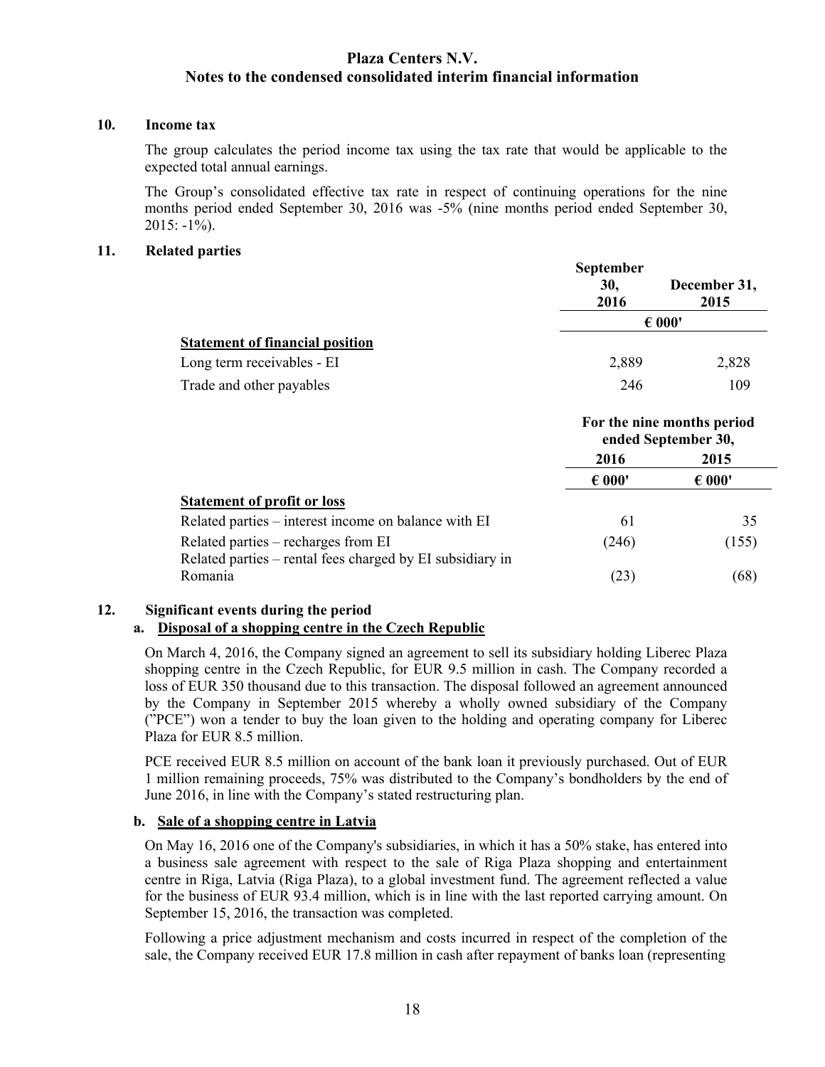## 10. Income tax

The group calculates the period income tax using the tax rate that would be applicable to the expected total annual earnings.

The Group's consolidated effective tax rate in respect of continuing operations for the nine months period ended September 30, 2016 was -5% (nine months period ended September 30, 2015: -1%).

## 11. Related parties

| | September 30, 2016 | December 31, 2015 |
|---|---|---|
| | € 000' | |
| **Statement of financial position** | | |
| Long term receivables - EI | 2,889 | 2,828 |
| Trade and other payables | 246 | 109 |

| | For the nine months period ended September 30, | |
|---|---|---|
| | 2016 | 2015 |
| | € 000' | € 000' |
| **Statement of profit or loss** | | |
| Related parties – interest income on balance with EI | 61 | 35 |
| Related parties – recharges from EI | (246) | (155) |
| Related parties – rental fees charged by EI subsidiary in Romania | (23) | (68) |

## 12. Significant events during the period

### a. Disposal of a shopping centre in the Czech Republic

On March 4, 2016, the Company signed an agreement to sell its subsidiary holding Liberec Plaza shopping centre in the Czech Republic, for EUR 9.5 million in cash. The Company recorded a loss of EUR 350 thousand due to this transaction. The disposal followed an agreement announced by the Company in September 2015 whereby a wholly owned subsidiary of the Company ("PCE") won a tender to buy the loan given to the holding and operating company for Liberec Plaza for EUR 8.5 million.

PCE received EUR 8.5 million on account of the bank loan it previously purchased. Out of EUR 1 million remaining proceeds, 75% was distributed to the Company's bondholders by the end of June 2016, in line with the Company's stated restructuring plan.

### b. Sale of a shopping centre in Latvia

On May 16, 2016 one of the Company's subsidiaries, in which it has a 50% stake, has entered into a business sale agreement with respect to the sale of Riga Plaza shopping and entertainment centre in Riga, Latvia (Riga Plaza), to a global investment fund. The agreement reflected a value for the business of EUR 93.4 million, which is in line with the last reported carrying amount. On September 15, 2016, the transaction was completed.

Following a price adjustment mechanism and costs incurred in respect of the completion of the sale, the Company received EUR 17.8 million in cash after repayment of banks loan (representing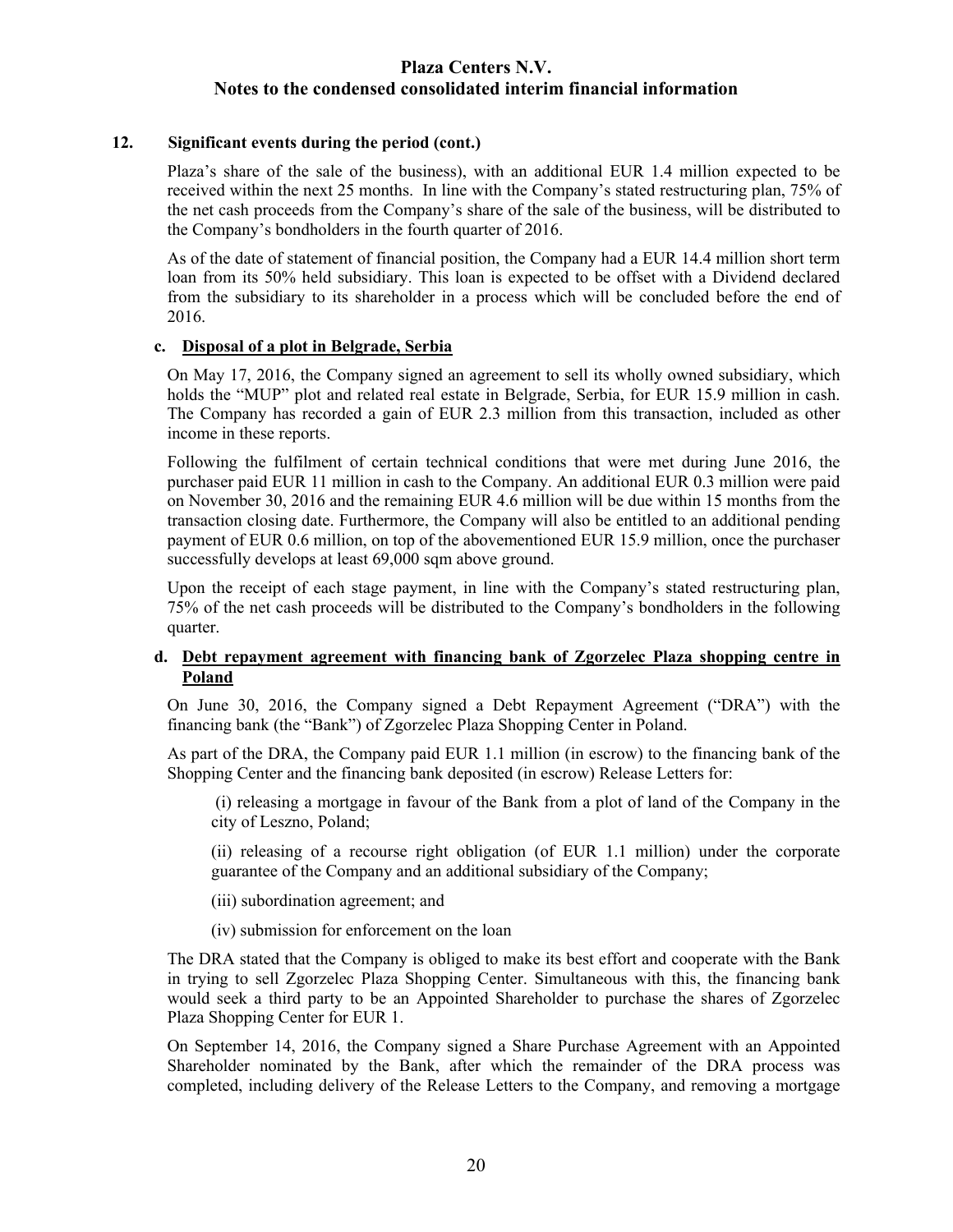## 12. Significant events during the period (cont.)

Plaza's share of the sale of the business), with an additional EUR 1.4 million expected to be received within the next 25 months. In line with the Company's stated restructuring plan, 75% of the net cash proceeds from the Company's share of the sale of the business, will be distributed to the Company's bondholders in the fourth quarter of 2016.

As of the date of statement of financial position, the Company had a EUR 14.4 million short term loan from its 50% held subsidiary. This loan is expected to be offset with a Dividend declared from the subsidiary to its shareholder in a process which will be concluded before the end of 2016.

### c. Disposal of a plot in Belgrade, Serbia

On May 17, 2016, the Company signed an agreement to sell its wholly owned subsidiary, which holds the "MUP" plot and related real estate in Belgrade, Serbia, for EUR 15.9 million in cash. The Company has recorded a gain of EUR 2.3 million from this transaction, included as other income in these reports.

Following the fulfilment of certain technical conditions that were met during June 2016, the purchaser paid EUR 11 million in cash to the Company. An additional EUR 0.3 million were paid on November 30, 2016 and the remaining EUR 4.6 million will be due within 15 months from the transaction closing date. Furthermore, the Company will also be entitled to an additional pending payment of EUR 0.6 million, on top of the abovementioned EUR 15.9 million, once the purchaser successfully develops at least 69,000 sqm above ground.

Upon the receipt of each stage payment, in line with the Company's stated restructuring plan, 75% of the net cash proceeds will be distributed to the Company's bondholders in the following quarter.

### d. Debt repayment agreement with financing bank of Zgorzelec Plaza shopping centre in Poland

On June 30, 2016, the Company signed a Debt Repayment Agreement ("DRA") with the financing bank (the "Bank") of Zgorzelec Plaza Shopping Center in Poland.

As part of the DRA, the Company paid EUR 1.1 million (in escrow) to the financing bank of the Shopping Center and the financing bank deposited (in escrow) Release Letters for:

(i) releasing a mortgage in favour of the Bank from a plot of land of the Company in the city of Leszno, Poland;

(ii) releasing of a recourse right obligation (of EUR 1.1 million) under the corporate guarantee of the Company and an additional subsidiary of the Company;

(iii) subordination agreement; and

(iv) submission for enforcement on the loan

The DRA stated that the Company is obliged to make its best effort and cooperate with the Bank in trying to sell Zgorzelec Plaza Shopping Center. Simultaneous with this, the financing bank would seek a third party to be an Appointed Shareholder to purchase the shares of Zgorzelec Plaza Shopping Center for EUR 1.

On September 14, 2016, the Company signed a Share Purchase Agreement with an Appointed Shareholder nominated by the Bank, after which the remainder of the DRA process was completed, including delivery of the Release Letters to the Company, and removing a mortgage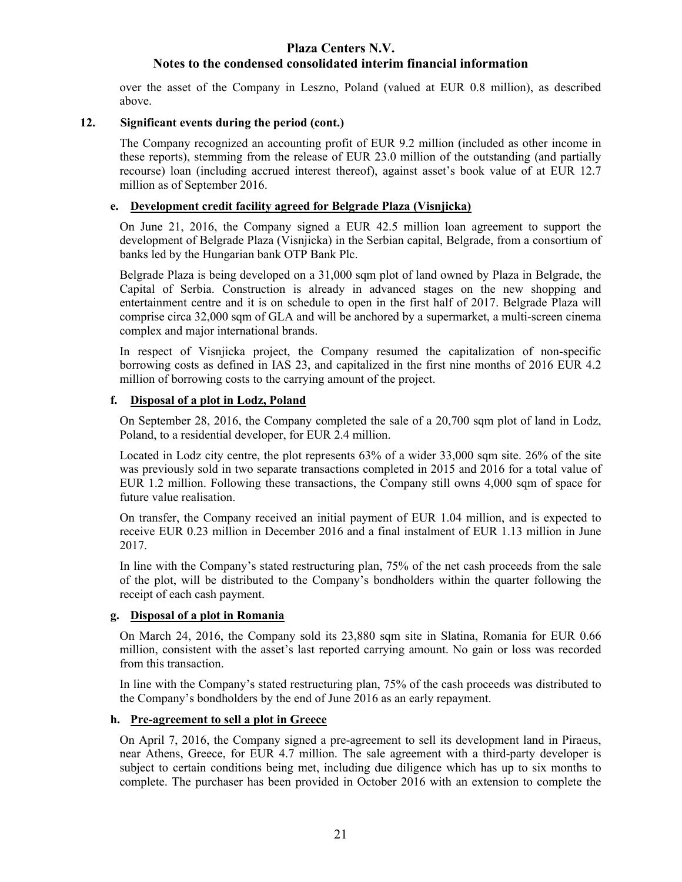over the asset of the Company in Leszno, Poland (valued at EUR 0.8 million), as described above.

## 12. Significant events during the period (cont.)

The Company recognized an accounting profit of EUR 9.2 million (included as other income in these reports), stemming from the release of EUR 23.0 million of the outstanding (and partially recourse) loan (including accrued interest thereof), against asset's book value of at EUR 12.7 million as of September 2016.

### e. Development credit facility agreed for Belgrade Plaza (Visnjicka)

On June 21, 2016, the Company signed a EUR 42.5 million loan agreement to support the development of Belgrade Plaza (Visnjicka) in the Serbian capital, Belgrade, from a consortium of banks led by the Hungarian bank OTP Bank Plc.

Belgrade Plaza is being developed on a 31,000 sqm plot of land owned by Plaza in Belgrade, the Capital of Serbia. Construction is already in advanced stages on the new shopping and entertainment centre and it is on schedule to open in the first half of 2017. Belgrade Plaza will comprise circa 32,000 sqm of GLA and will be anchored by a supermarket, a multi-screen cinema complex and major international brands.

In respect of Visnjicka project, the Company resumed the capitalization of non-specific borrowing costs as defined in IAS 23, and capitalized in the first nine months of 2016 EUR 4.2 million of borrowing costs to the carrying amount of the project.

### f. Disposal of a plot in Lodz, Poland

On September 28, 2016, the Company completed the sale of a 20,700 sqm plot of land in Lodz, Poland, to a residential developer, for EUR 2.4 million.

Located in Lodz city centre, the plot represents 63% of a wider 33,000 sqm site. 26% of the site was previously sold in two separate transactions completed in 2015 and 2016 for a total value of EUR 1.2 million. Following these transactions, the Company still owns 4,000 sqm of space for future value realisation.

On transfer, the Company received an initial payment of EUR 1.04 million, and is expected to receive EUR 0.23 million in December 2016 and a final instalment of EUR 1.13 million in June 2017.

In line with the Company's stated restructuring plan, 75% of the net cash proceeds from the sale of the plot, will be distributed to the Company's bondholders within the quarter following the receipt of each cash payment.

### g. Disposal of a plot in Romania

On March 24, 2016, the Company sold its 23,880 sqm site in Slatina, Romania for EUR 0.66 million, consistent with the asset's last reported carrying amount. No gain or loss was recorded from this transaction.

In line with the Company's stated restructuring plan, 75% of the cash proceeds was distributed to the Company's bondholders by the end of June 2016 as an early repayment.

### h. Pre-agreement to sell a plot in Greece

On April 7, 2016, the Company signed a pre-agreement to sell its development land in Piraeus, near Athens, Greece, for EUR 4.7 million. The sale agreement with a third-party developer is subject to certain conditions being met, including due diligence which has up to six months to complete. The purchaser has been provided in October 2016 with an extension to complete the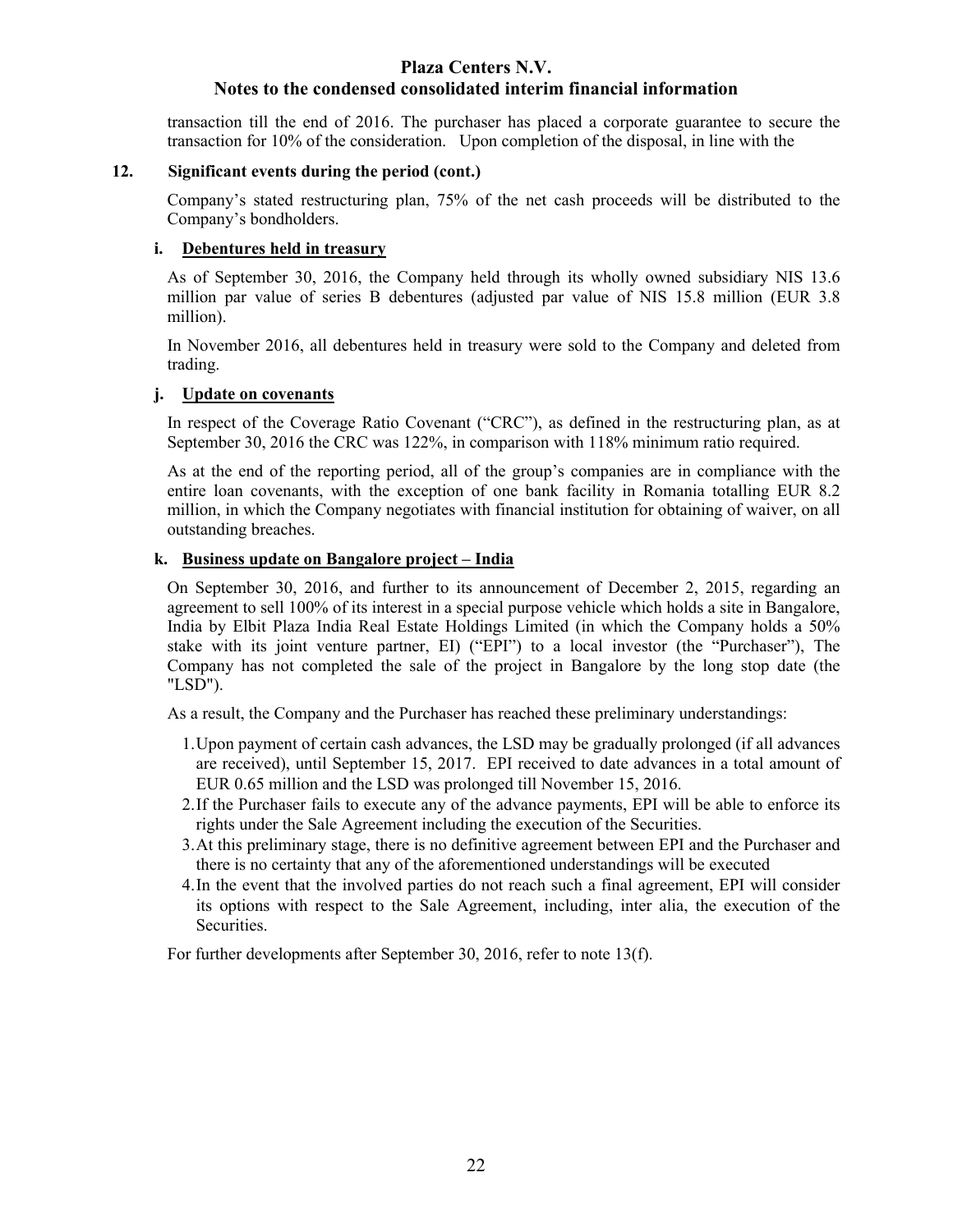transaction till the end of 2016. The purchaser has placed a corporate guarantee to secure the transaction for 10% of the consideration. Upon completion of the disposal, in line with the

## 12. Significant events during the period (cont.)

Company's stated restructuring plan, 75% of the net cash proceeds will be distributed to the Company's bondholders.

### i. Debentures held in treasury

As of September 30, 2016, the Company held through its wholly owned subsidiary NIS 13.6 million par value of series B debentures (adjusted par value of NIS 15.8 million (EUR 3.8 million).

In November 2016, all debentures held in treasury were sold to the Company and deleted from trading.

### j. Update on covenants

In respect of the Coverage Ratio Covenant ("CRC"), as defined in the restructuring plan, as at September 30, 2016 the CRC was 122%, in comparison with 118% minimum ratio required.

As at the end of the reporting period, all of the group's companies are in compliance with the entire loan covenants, with the exception of one bank facility in Romania totalling EUR 8.2 million, in which the Company negotiates with financial institution for obtaining of waiver, on all outstanding breaches.

### k. Business update on Bangalore project – India

On September 30, 2016, and further to its announcement of December 2, 2015, regarding an agreement to sell 100% of its interest in a special purpose vehicle which holds a site in Bangalore, India by Elbit Plaza India Real Estate Holdings Limited (in which the Company holds a 50% stake with its joint venture partner, EI) ("EPI") to a local investor (the "Purchaser"), The Company has not completed the sale of the project in Bangalore by the long stop date (the "LSD").

As a result, the Company and the Purchaser has reached these preliminary understandings:

1. Upon payment of certain cash advances, the LSD may be gradually prolonged (if all advances are received), until September 15, 2017. EPI received to date advances in a total amount of EUR 0.65 million and the LSD was prolonged till November 15, 2016.
2. If the Purchaser fails to execute any of the advance payments, EPI will be able to enforce its rights under the Sale Agreement including the execution of the Securities.
3. At this preliminary stage, there is no definitive agreement between EPI and the Purchaser and there is no certainty that any of the aforementioned understandings will be executed
4. In the event that the involved parties do not reach such a final agreement, EPI will consider its options with respect to the Sale Agreement, including, inter alia, the execution of the Securities.

For further developments after September 30, 2016, refer to note 13(f).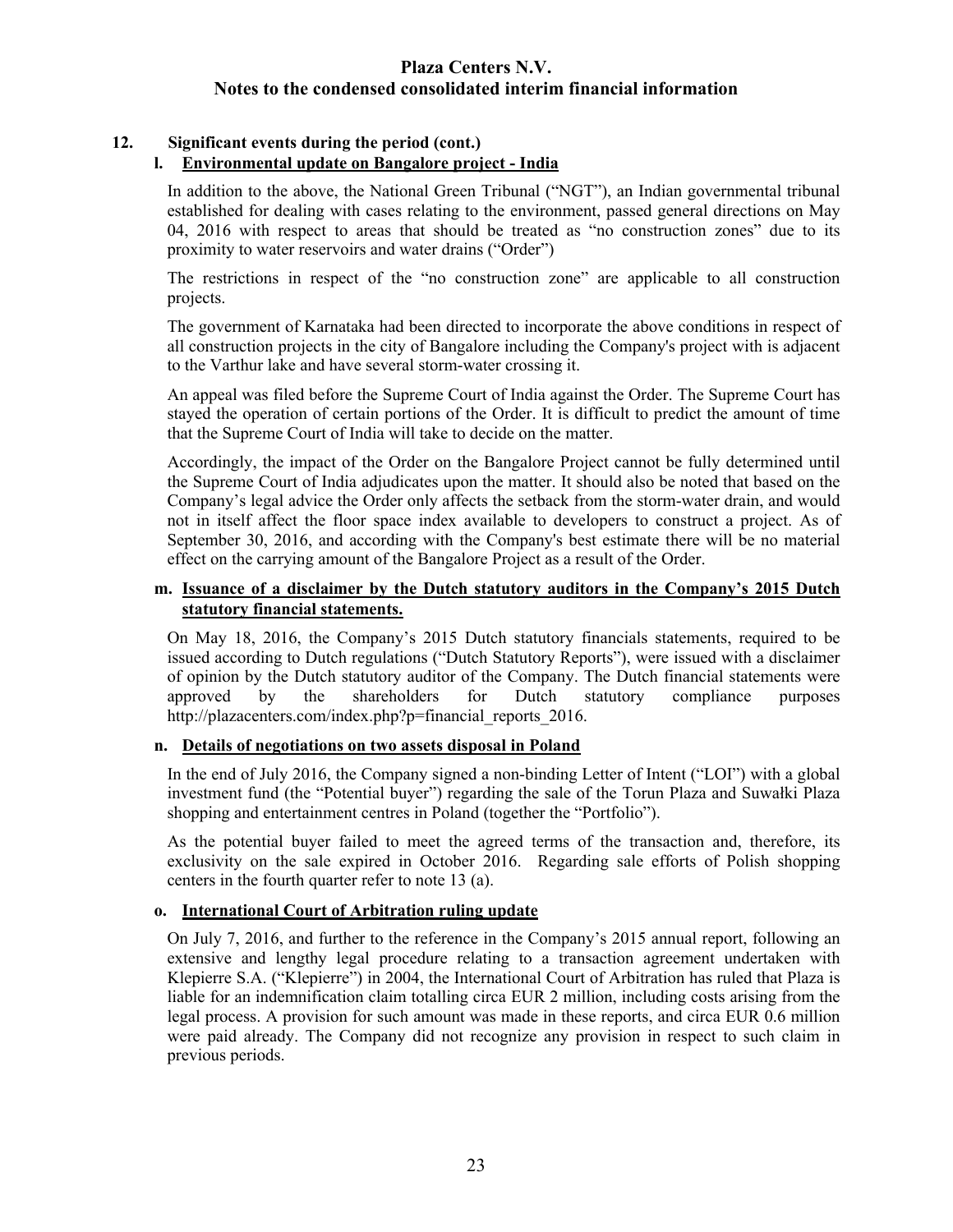## 12. Significant events during the period (cont.)

### l. Environmental update on Bangalore project - India

In addition to the above, the National Green Tribunal ("NGT"), an Indian governmental tribunal established for dealing with cases relating to the environment, passed general directions on May 04, 2016 with respect to areas that should be treated as "no construction zones" due to its proximity to water reservoirs and water drains ("Order")

The restrictions in respect of the "no construction zone" are applicable to all construction projects.

The government of Karnataka had been directed to incorporate the above conditions in respect of all construction projects in the city of Bangalore including the Company's project with is adjacent to the Varthur lake and have several storm-water crossing it.

An appeal was filed before the Supreme Court of India against the Order. The Supreme Court has stayed the operation of certain portions of the Order. It is difficult to predict the amount of time that the Supreme Court of India will take to decide on the matter.

Accordingly, the impact of the Order on the Bangalore Project cannot be fully determined until the Supreme Court of India adjudicates upon the matter. It should also be noted that based on the Company's legal advice the Order only affects the setback from the storm-water drain, and would not in itself affect the floor space index available to developers to construct a project. As of September 30, 2016, and according with the Company's best estimate there will be no material effect on the carrying amount of the Bangalore Project as a result of the Order.

### m. Issuance of a disclaimer by the Dutch statutory auditors in the Company's 2015 Dutch statutory financial statements.

On May 18, 2016, the Company's 2015 Dutch statutory financials statements, required to be issued according to Dutch regulations ("Dutch Statutory Reports"), were issued with a disclaimer of opinion by the Dutch statutory auditor of the Company. The Dutch financial statements were approved by the shareholders for Dutch statutory compliance purposes http://plazacenters.com/index.php?p=financial_reports_2016.

### n. Details of negotiations on two assets disposal in Poland

In the end of July 2016, the Company signed a non-binding Letter of Intent ("LOI") with a global investment fund (the "Potential buyer") regarding the sale of the Torun Plaza and Suwałki Plaza shopping and entertainment centres in Poland (together the "Portfolio").

As the potential buyer failed to meet the agreed terms of the transaction and, therefore, its exclusivity on the sale expired in October 2016. Regarding sale efforts of Polish shopping centers in the fourth quarter refer to note 13 (a).

### o. International Court of Arbitration ruling update

On July 7, 2016, and further to the reference in the Company's 2015 annual report, following an extensive and lengthy legal procedure relating to a transaction agreement undertaken with Klepierre S.A. ("Klepierre") in 2004, the International Court of Arbitration has ruled that Plaza is liable for an indemnification claim totalling circa EUR 2 million, including costs arising from the legal process. A provision for such amount was made in these reports, and circa EUR 0.6 million were paid already. The Company did not recognize any provision in respect to such claim in previous periods.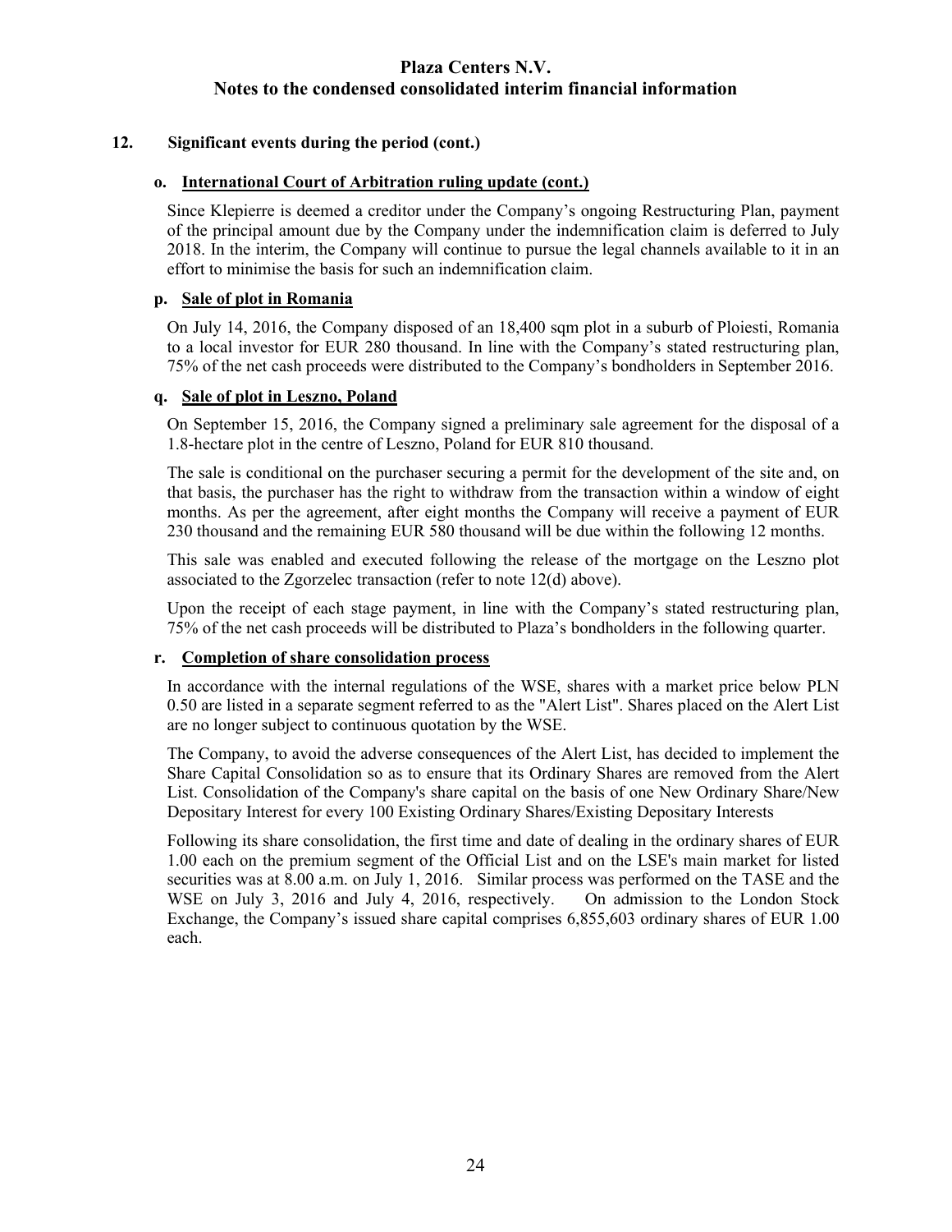## 12. Significant events during the period (cont.)

### o. International Court of Arbitration ruling update (cont.)

Since Klepierre is deemed a creditor under the Company's ongoing Restructuring Plan, payment of the principal amount due by the Company under the indemnification claim is deferred to July 2018. In the interim, the Company will continue to pursue the legal channels available to it in an effort to minimise the basis for such an indemnification claim.

### p. Sale of plot in Romania

On July 14, 2016, the Company disposed of an 18,400 sqm plot in a suburb of Ploiesti, Romania to a local investor for EUR 280 thousand. In line with the Company's stated restructuring plan, 75% of the net cash proceeds were distributed to the Company's bondholders in September 2016.

### q. Sale of plot in Leszno, Poland

On September 15, 2016, the Company signed a preliminary sale agreement for the disposal of a 1.8-hectare plot in the centre of Leszno, Poland for EUR 810 thousand.

The sale is conditional on the purchaser securing a permit for the development of the site and, on that basis, the purchaser has the right to withdraw from the transaction within a window of eight months. As per the agreement, after eight months the Company will receive a payment of EUR 230 thousand and the remaining EUR 580 thousand will be due within the following 12 months.

This sale was enabled and executed following the release of the mortgage on the Leszno plot associated to the Zgorzelec transaction (refer to note 12(d) above).

Upon the receipt of each stage payment, in line with the Company's stated restructuring plan, 75% of the net cash proceeds will be distributed to Plaza's bondholders in the following quarter.

### r. Completion of share consolidation process

In accordance with the internal regulations of the WSE, shares with a market price below PLN 0.50 are listed in a separate segment referred to as the "Alert List". Shares placed on the Alert List are no longer subject to continuous quotation by the WSE.

The Company, to avoid the adverse consequences of the Alert List, has decided to implement the Share Capital Consolidation so as to ensure that its Ordinary Shares are removed from the Alert List. Consolidation of the Company's share capital on the basis of one New Ordinary Share/New Depositary Interest for every 100 Existing Ordinary Shares/Existing Depositary Interests

Following its share consolidation, the first time and date of dealing in the ordinary shares of EUR 1.00 each on the premium segment of the Official List and on the LSE's main market for listed securities was at 8.00 a.m. on July 1, 2016. Similar process was performed on the TASE and the WSE on July 3, 2016 and July 4, 2016, respectively. On admission to the London Stock Exchange, the Company's issued share capital comprises 6,855,603 ordinary shares of EUR 1.00 each.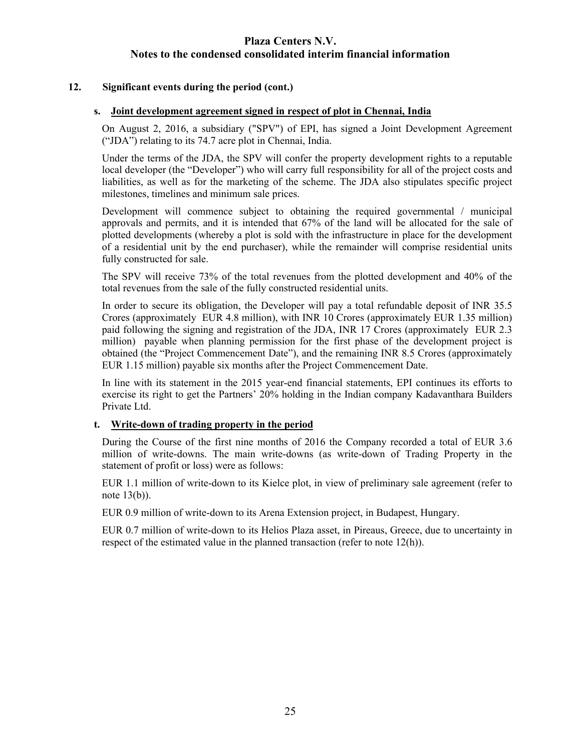## 12. Significant events during the period (cont.)

### s. Joint development agreement signed in respect of plot in Chennai, India

On August 2, 2016, a subsidiary ("SPV") of EPI, has signed a Joint Development Agreement ("JDA") relating to its 74.7 acre plot in Chennai, India.

Under the terms of the JDA, the SPV will confer the property development rights to a reputable local developer (the "Developer") who will carry full responsibility for all of the project costs and liabilities, as well as for the marketing of the scheme. The JDA also stipulates specific project milestones, timelines and minimum sale prices.

Development will commence subject to obtaining the required governmental / municipal approvals and permits, and it is intended that 67% of the land will be allocated for the sale of plotted developments (whereby a plot is sold with the infrastructure in place for the development of a residential unit by the end purchaser), while the remainder will comprise residential units fully constructed for sale.

The SPV will receive 73% of the total revenues from the plotted development and 40% of the total revenues from the sale of the fully constructed residential units.

In order to secure its obligation, the Developer will pay a total refundable deposit of INR 35.5 Crores (approximately EUR 4.8 million), with INR 10 Crores (approximately EUR 1.35 million) paid following the signing and registration of the JDA, INR 17 Crores (approximately EUR 2.3 million) payable when planning permission for the first phase of the development project is obtained (the "Project Commencement Date"), and the remaining INR 8.5 Crores (approximately EUR 1.15 million) payable six months after the Project Commencement Date.

In line with its statement in the 2015 year-end financial statements, EPI continues its efforts to exercise its right to get the Partners' 20% holding in the Indian company Kadavanthara Builders Private Ltd.

### t. Write-down of trading property in the period

During the Course of the first nine months of 2016 the Company recorded a total of EUR 3.6 million of write-downs. The main write-downs (as write-down of Trading Property in the statement of profit or loss) were as follows:

EUR 1.1 million of write-down to its Kielce plot, in view of preliminary sale agreement (refer to note 13(b)).

EUR 0.9 million of write-down to its Arena Extension project, in Budapest, Hungary.

EUR 0.7 million of write-down to its Helios Plaza asset, in Pireaus, Greece, due to uncertainty in respect of the estimated value in the planned transaction (refer to note 12(h)).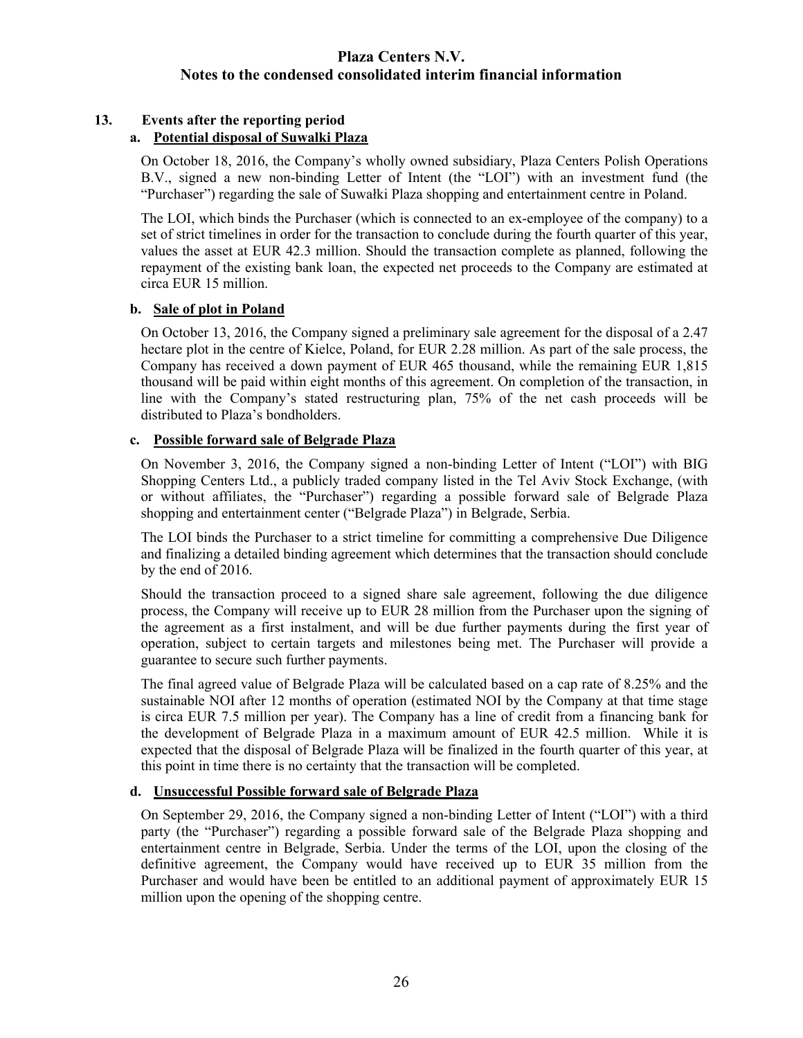## 13. Events after the reporting period

### a. Potential disposal of Suwalki Plaza

On October 18, 2016, the Company's wholly owned subsidiary, Plaza Centers Polish Operations B.V., signed a new non-binding Letter of Intent (the "LOI") with an investment fund (the "Purchaser") regarding the sale of Suwałki Plaza shopping and entertainment centre in Poland.

The LOI, which binds the Purchaser (which is connected to an ex-employee of the company) to a set of strict timelines in order for the transaction to conclude during the fourth quarter of this year, values the asset at EUR 42.3 million. Should the transaction complete as planned, following the repayment of the existing bank loan, the expected net proceeds to the Company are estimated at circa EUR 15 million.

### b. Sale of plot in Poland

On October 13, 2016, the Company signed a preliminary sale agreement for the disposal of a 2.47 hectare plot in the centre of Kielce, Poland, for EUR 2.28 million. As part of the sale process, the Company has received a down payment of EUR 465 thousand, while the remaining EUR 1,815 thousand will be paid within eight months of this agreement. On completion of the transaction, in line with the Company's stated restructuring plan, 75% of the net cash proceeds will be distributed to Plaza's bondholders.

### c. Possible forward sale of Belgrade Plaza

On November 3, 2016, the Company signed a non-binding Letter of Intent ("LOI") with BIG Shopping Centers Ltd., a publicly traded company listed in the Tel Aviv Stock Exchange, (with or without affiliates, the "Purchaser") regarding a possible forward sale of Belgrade Plaza shopping and entertainment center ("Belgrade Plaza") in Belgrade, Serbia.

The LOI binds the Purchaser to a strict timeline for committing a comprehensive Due Diligence and finalizing a detailed binding agreement which determines that the transaction should conclude by the end of 2016.

Should the transaction proceed to a signed share sale agreement, following the due diligence process, the Company will receive up to EUR 28 million from the Purchaser upon the signing of the agreement as a first instalment, and will be due further payments during the first year of operation, subject to certain targets and milestones being met. The Purchaser will provide a guarantee to secure such further payments.

The final agreed value of Belgrade Plaza will be calculated based on a cap rate of 8.25% and the sustainable NOI after 12 months of operation (estimated NOI by the Company at that time stage is circa EUR 7.5 million per year). The Company has a line of credit from a financing bank for the development of Belgrade Plaza in a maximum amount of EUR 42.5 million. While it is expected that the disposal of Belgrade Plaza will be finalized in the fourth quarter of this year, at this point in time there is no certainty that the transaction will be completed.

### d. Unsuccessful Possible forward sale of Belgrade Plaza

On September 29, 2016, the Company signed a non-binding Letter of Intent ("LOI") with a third party (the "Purchaser") regarding a possible forward sale of the Belgrade Plaza shopping and entertainment centre in Belgrade, Serbia. Under the terms of the LOI, upon the closing of the definitive agreement, the Company would have received up to EUR 35 million from the Purchaser and would have been be entitled to an additional payment of approximately EUR 15 million upon the opening of the shopping centre.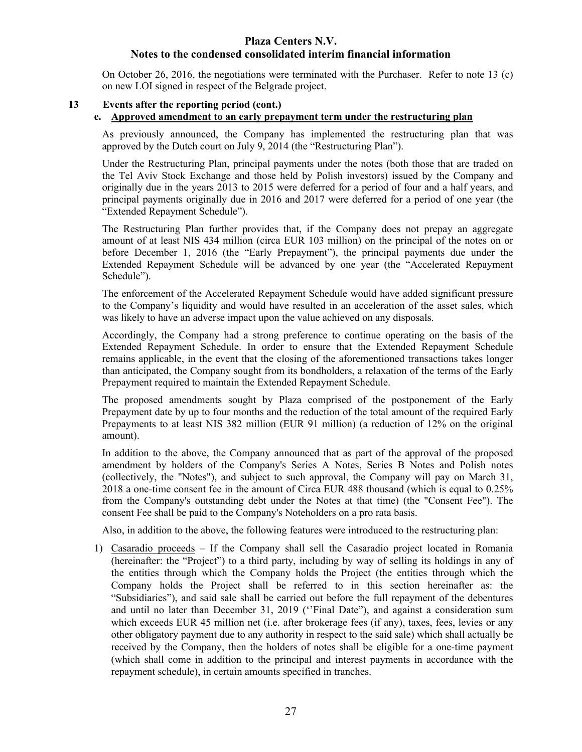On October 26, 2016, the negotiations were terminated with the Purchaser. Refer to note 13 (c) on new LOI signed in respect of the Belgrade project.

## 13 Events after the reporting period (cont.)

### e. Approved amendment to an early prepayment term under the restructuring plan

As previously announced, the Company has implemented the restructuring plan that was approved by the Dutch court on July 9, 2014 (the "Restructuring Plan").

Under the Restructuring Plan, principal payments under the notes (both those that are traded on the Tel Aviv Stock Exchange and those held by Polish investors) issued by the Company and originally due in the years 2013 to 2015 were deferred for a period of four and a half years, and principal payments originally due in 2016 and 2017 were deferred for a period of one year (the "Extended Repayment Schedule").

The Restructuring Plan further provides that, if the Company does not prepay an aggregate amount of at least NIS 434 million (circa EUR 103 million) on the principal of the notes on or before December 1, 2016 (the "Early Prepayment"), the principal payments due under the Extended Repayment Schedule will be advanced by one year (the "Accelerated Repayment Schedule").

The enforcement of the Accelerated Repayment Schedule would have added significant pressure to the Company's liquidity and would have resulted in an acceleration of the asset sales, which was likely to have an adverse impact upon the value achieved on any disposals.

Accordingly, the Company had a strong preference to continue operating on the basis of the Extended Repayment Schedule. In order to ensure that the Extended Repayment Schedule remains applicable, in the event that the closing of the aforementioned transactions takes longer than anticipated, the Company sought from its bondholders, a relaxation of the terms of the Early Prepayment required to maintain the Extended Repayment Schedule.

The proposed amendments sought by Plaza comprised of the postponement of the Early Prepayment date by up to four months and the reduction of the total amount of the required Early Prepayments to at least NIS 382 million (EUR 91 million) (a reduction of 12% on the original amount).

In addition to the above, the Company announced that as part of the approval of the proposed amendment by holders of the Company's Series A Notes, Series B Notes and Polish notes (collectively, the "Notes"), and subject to such approval, the Company will pay on March 31, 2018 a one-time consent fee in the amount of Circa EUR 488 thousand (which is equal to 0.25% from the Company's outstanding debt under the Notes at that time) (the "Consent Fee"). The consent Fee shall be paid to the Company's Noteholders on a pro rata basis.

Also, in addition to the above, the following features were introduced to the restructuring plan:

1) Casaradio proceeds – If the Company shall sell the Casaradio project located in Romania (hereinafter: the "Project") to a third party, including by way of selling its holdings in any of the entities through which the Company holds the Project (the entities through which the Company holds the Project shall be referred to in this section hereinafter as: the "Subsidiaries"), and said sale shall be carried out before the full repayment of the debentures and until no later than December 31, 2019 (''Final Date"), and against a consideration sum which exceeds EUR 45 million net (i.e. after brokerage fees (if any), taxes, fees, levies or any other obligatory payment due to any authority in respect to the said sale) which shall actually be received by the Company, then the holders of notes shall be eligible for a one-time payment (which shall come in addition to the principal and interest payments in accordance with the repayment schedule), in certain amounts specified in tranches.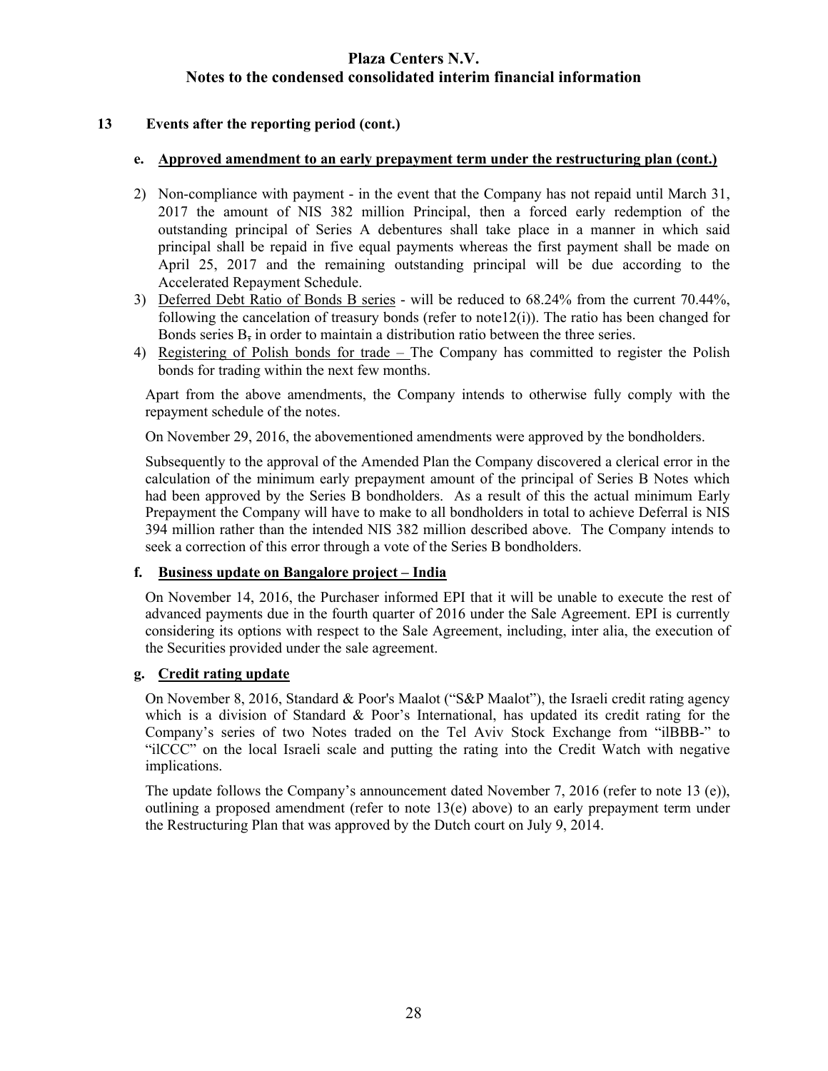**13 Events after the reporting period (cont.)**

**e. Approved amendment to an early prepayment term under the restructuring plan (cont.)**

2) Non-compliance with payment - in the event that the Company has not repaid until March 31, 2017 the amount of NIS 382 million Principal, then a forced early redemption of the outstanding principal of Series A debentures shall take place in a manner in which said principal shall be repaid in five equal payments whereas the first payment shall be made on April 25, 2017 and the remaining outstanding principal will be due according to the Accelerated Repayment Schedule.
3) Deferred Debt Ratio of Bonds B series - will be reduced to 68.24% from the current 70.44%, following the cancelation of treasury bonds (refer to note12(i)). The ratio has been changed for Bonds series B, in order to maintain a distribution ratio between the three series.
4) Registering of Polish bonds for trade – The Company has committed to register the Polish bonds for trading within the next few months.

Apart from the above amendments, the Company intends to otherwise fully comply with the repayment schedule of the notes.

On November 29, 2016, the abovementioned amendments were approved by the bondholders.

Subsequently to the approval of the Amended Plan the Company discovered a clerical error in the calculation of the minimum early prepayment amount of the principal of Series B Notes which had been approved by the Series B bondholders. As a result of this the actual minimum Early Prepayment the Company will have to make to all bondholders in total to achieve Deferral is NIS 394 million rather than the intended NIS 382 million described above. The Company intends to seek a correction of this error through a vote of the Series B bondholders.

**f. Business update on Bangalore project – India**

On November 14, 2016, the Purchaser informed EPI that it will be unable to execute the rest of advanced payments due in the fourth quarter of 2016 under the Sale Agreement. EPI is currently considering its options with respect to the Sale Agreement, including, inter alia, the execution of the Securities provided under the sale agreement.

**g. Credit rating update**

On November 8, 2016, Standard & Poor's Maalot ("S&P Maalot"), the Israeli credit rating agency which is a division of Standard & Poor's International, has updated its credit rating for the Company's series of two Notes traded on the Tel Aviv Stock Exchange from "ilBBB-" to "ilCCC" on the local Israeli scale and putting the rating into the Credit Watch with negative implications.

The update follows the Company's announcement dated November 7, 2016 (refer to note 13 (e)), outlining a proposed amendment (refer to note 13(e) above) to an early prepayment term under the Restructuring Plan that was approved by the Dutch court on July 9, 2014.